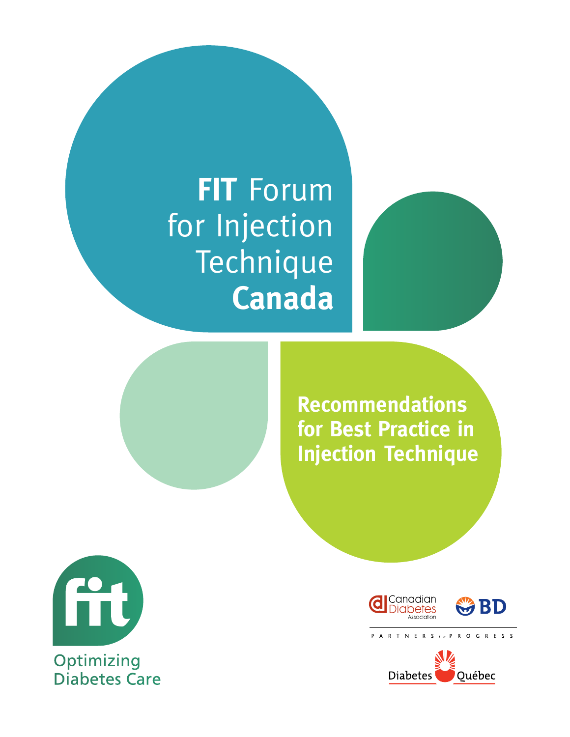# FIT Forum for Injection Technique Canada

## Recommendations for Best Practice in Injection Technique

fit

Optimizing Diabetes Care

Canadian Diabetes Association

BD

PARTNERS in PROGRESS

Diabetes Québec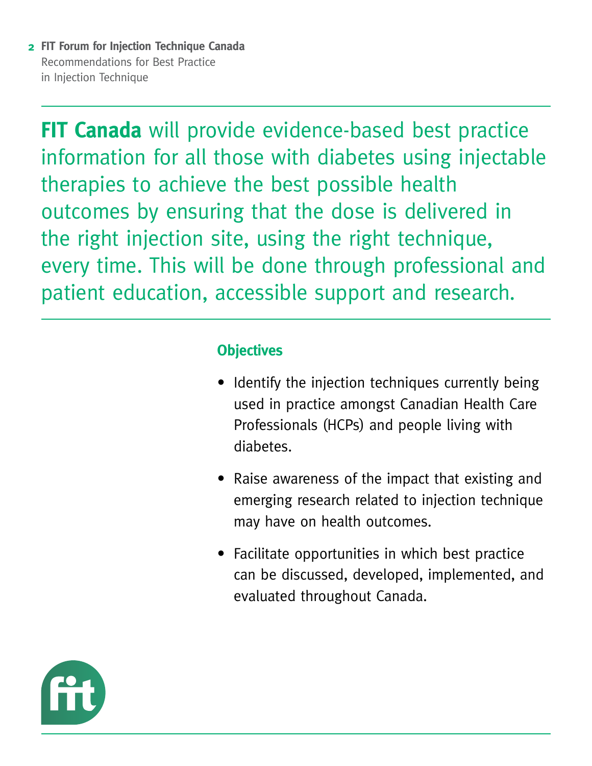**FIT Canada** will provide evidence-based best practice information for all those with diabetes using injectable therapies to achieve the best possible health outcomes by ensuring that the dose is delivered in the right injection site, using the right technique, every time. This will be done through professional and patient education, accessible support and research.

## Objectives

- Identify the injection techniques currently being used in practice amongst Canadian Health Care Professionals (HCPs) and people living with diabetes.
- Raise awareness of the impact that existing and emerging research related to injection technique may have on health outcomes.
- Facilitate opportunities in which best practice can be discussed, developed, implemented, and evaluated throughout Canada.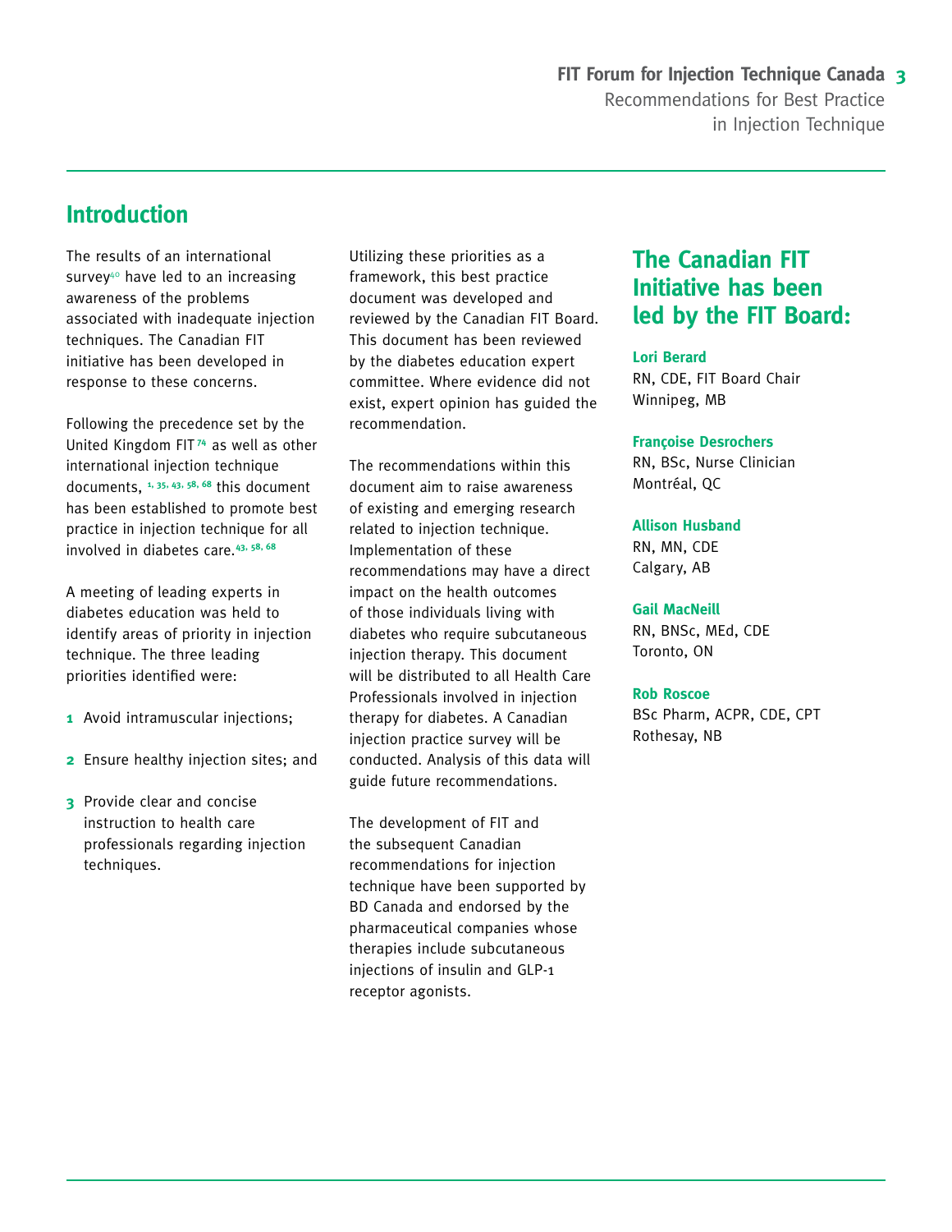## Introduction

The results of an international survey[40] have led to an increasing awareness of the problems associated with inadequate injection techniques. The Canadian FIT initiative has been developed in response to these concerns.

Following the precedence set by the United Kingdom FIT[74] as well as other international injection technique documents, [1, 35, 43, 58, 68] this document has been established to promote best practice in injection technique for all involved in diabetes care.[43, 58, 68]

A meeting of leading experts in diabetes education was held to identify areas of priority in injection technique. The three leading priorities identified were:

1. Avoid intramuscular injections;
2. Ensure healthy injection sites; and
3. Provide clear and concise instruction to health care professionals regarding injection techniques.

Utilizing these priorities as a framework, this best practice document was developed and reviewed by the Canadian FIT Board. This document has been reviewed by the diabetes education expert committee. Where evidence did not exist, expert opinion has guided the recommendation.

The recommendations within this document aim to raise awareness of existing and emerging research related to injection technique. Implementation of these recommendations may have a direct impact on the health outcomes of those individuals living with diabetes who require subcutaneous injection therapy. This document will be distributed to all Health Care Professionals involved in injection therapy for diabetes. A Canadian injection practice survey will be conducted. Analysis of this data will guide future recommendations.

The development of FIT and the subsequent Canadian recommendations for injection technique have been supported by BD Canada and endorsed by the pharmaceutical companies whose therapies include subcutaneous injections of insulin and GLP-1 receptor agonists.

## The Canadian FIT Initiative has been led by the FIT Board:

**Lori Berard**
RN, CDE, FIT Board Chair
Winnipeg, MB

**Françoise Desrochers**
RN, BSc, Nurse Clinician
Montréal, QC

**Allison Husband**
RN, MN, CDE
Calgary, AB

**Gail MacNeill**
RN, BNSc, MEd, CDE
Toronto, ON

**Rob Roscoe**
BSc Pharm, ACPR, CDE, CPT
Rothesay, NB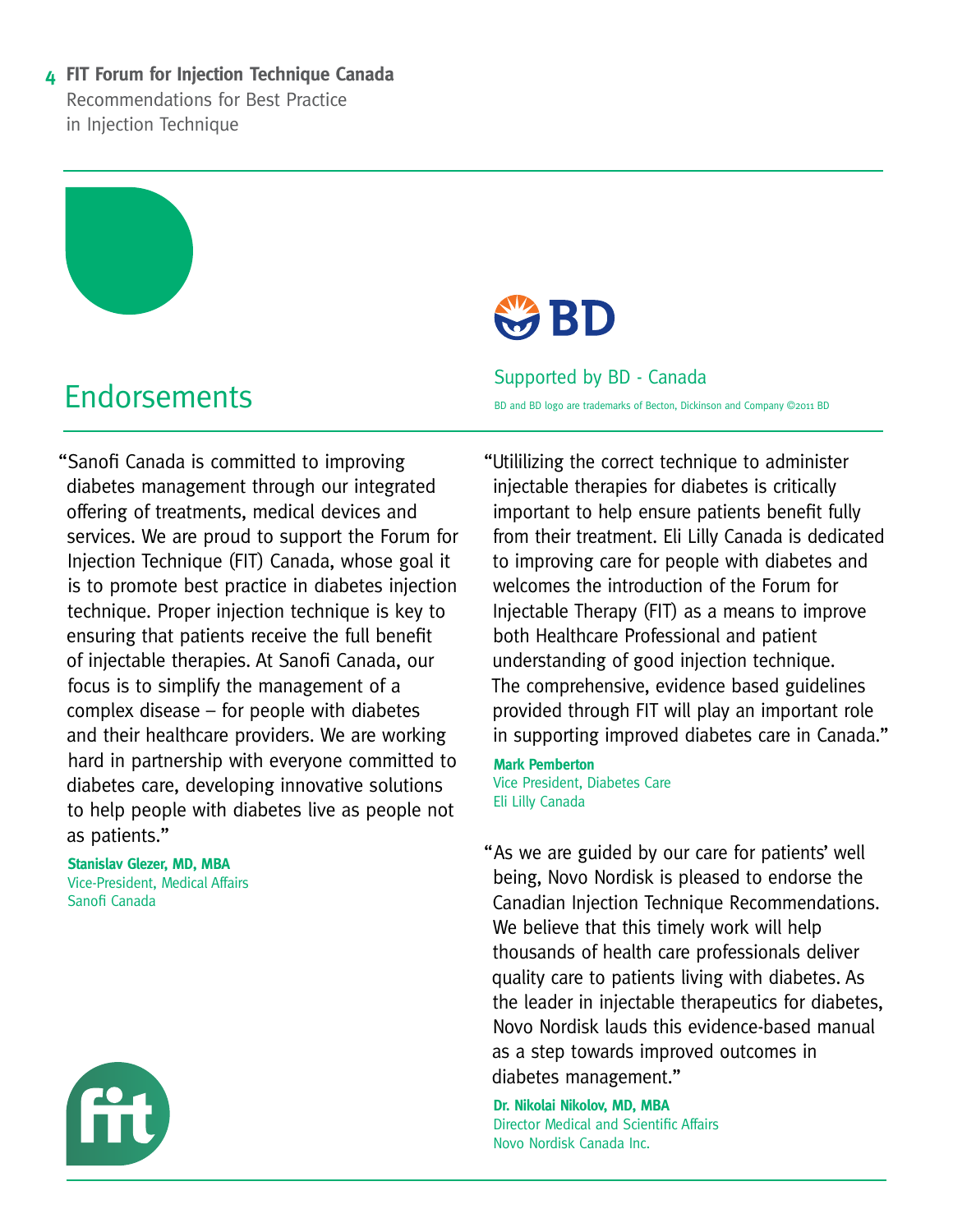# Endorsements

Supported by BD - Canada

BD and BD logo are trademarks of Becton, Dickinson and Company ©2011 BD

"Sanofi Canada is committed to improving diabetes management through our integrated offering of treatments, medical devices and services. We are proud to support the Forum for Injection Technique (FIT) Canada, whose goal it is to promote best practice in diabetes injection technique. Proper injection technique is key to ensuring that patients receive the full benefit of injectable therapies. At Sanofi Canada, our focus is to simplify the management of a complex disease – for people with diabetes and their healthcare providers. We are working hard in partnership with everyone committed to diabetes care, developing innovative solutions to help people with diabetes live as people not as patients."

**Stanislav Glezer, MD, MBA**
Vice-President, Medical Affairs
Sanofi Canada

"Utililizing the correct technique to administer injectable therapies for diabetes is critically important to help ensure patients benefit fully from their treatment. Eli Lilly Canada is dedicated to improving care for people with diabetes and welcomes the introduction of the Forum for Injectable Therapy (FIT) as a means to improve both Healthcare Professional and patient understanding of good injection technique. The comprehensive, evidence based guidelines provided through FIT will play an important role in supporting improved diabetes care in Canada."

**Mark Pemberton**
Vice President, Diabetes Care
Eli Lilly Canada

"As we are guided by our care for patients' well being, Novo Nordisk is pleased to endorse the Canadian Injection Technique Recommendations. We believe that this timely work will help thousands of health care professionals deliver quality care to patients living with diabetes. As the leader in injectable therapeutics for diabetes, Novo Nordisk lauds this evidence-based manual as a step towards improved outcomes in diabetes management."

**Dr. Nikolai Nikolov, MD, MBA**
Director Medical and Scientific Affairs
Novo Nordisk Canada Inc.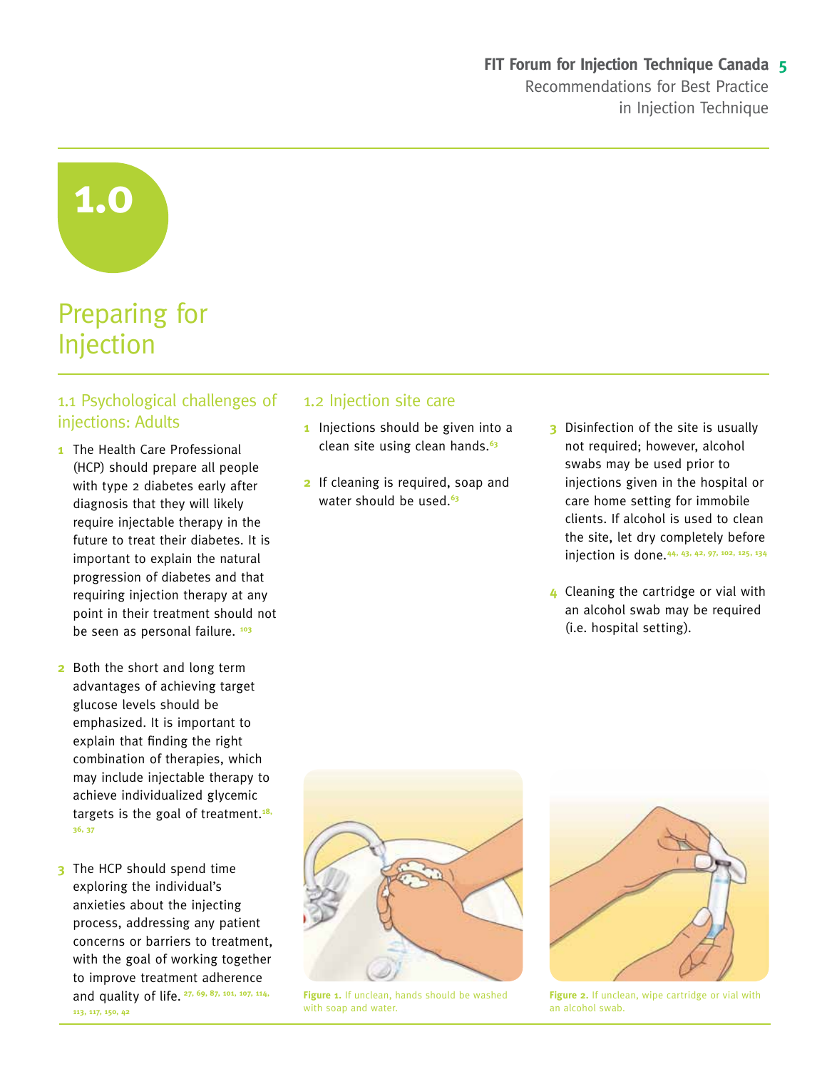# 1.0

# Preparing for Injection

## 1.1 Psychological challenges of injections: Adults

1. The Health Care Professional (HCP) should prepare all people with type 2 diabetes early after diagnosis that they will likely require injectable therapy in the future to treat their diabetes. It is important to explain the natural progression of diabetes and that requiring injection therapy at any point in their treatment should not be seen as personal failure. [103]

2. Both the short and long term advantages of achieving target glucose levels should be emphasized. It is important to explain that finding the right combination of therapies, which may include injectable therapy to achieve individualized glycemic targets is the goal of treatment.[18, 36, 37]

3. The HCP should spend time exploring the individual's anxieties about the injecting process, addressing any patient concerns or barriers to treatment, with the goal of working together to improve treatment adherence and quality of life. [27, 69, 87, 101, 107, 114, 113, 117, 150, 42]

## 1.2 Injection site care

1. Injections should be given into a clean site using clean hands.[63]

2. If cleaning is required, soap and water should be used.[63]

3. Disinfection of the site is usually not required; however, alcohol swabs may be used prior to injections given in the hospital or care home setting for immobile clients. If alcohol is used to clean the site, let dry completely before injection is done.[44, 43, 42, 97, 102, 125, 134]

4. Cleaning the cartridge or vial with an alcohol swab may be required (i.e. hospital setting).

**Figure 1.** If unclean, hands should be washed with soap and water.

**Figure 2.** If unclean, wipe cartridge or vial with an alcohol swab.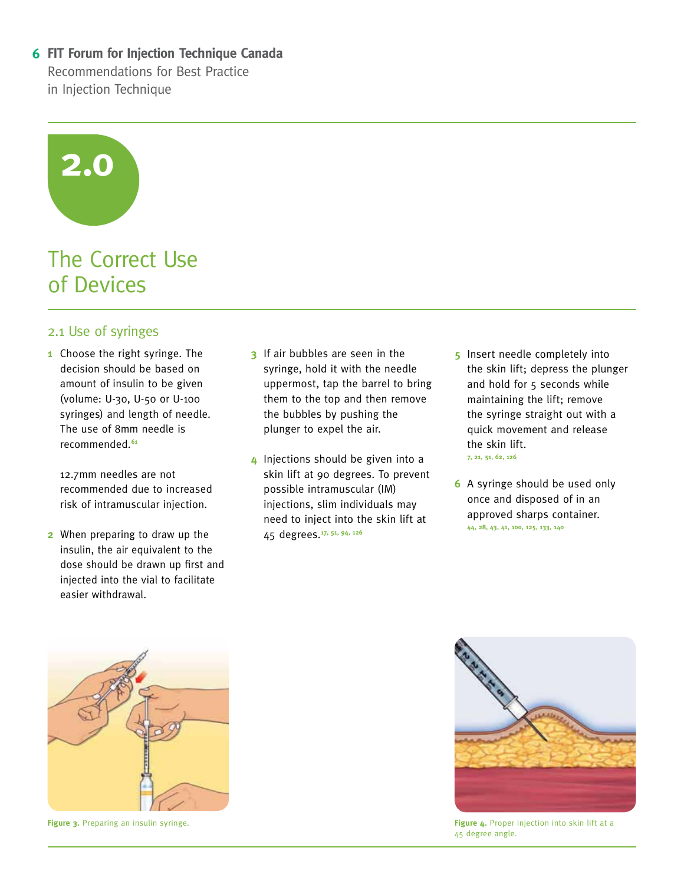# 2.0

# The Correct Use of Devices

## 2.1 Use of syringes

1. Choose the right syringe. The decision should be based on amount of insulin to be given (volume: U-30, U-50 or U-100 syringes) and length of needle. The use of 8mm needle is recommended.[61]

   12.7mm needles are not recommended due to increased risk of intramuscular injection.

2. When preparing to draw up the insulin, the air equivalent to the dose should be drawn up first and injected into the vial to facilitate easier withdrawal.

3. If air bubbles are seen in the syringe, hold it with the needle uppermost, tap the barrel to bring them to the top and then remove the bubbles by pushing the plunger to expel the air.

4. Injections should be given into a skin lift at 90 degrees. To prevent possible intramuscular (IM) injections, slim individuals may need to inject into the skin lift at 45 degrees.[17, 51, 94, 126]

5. Insert needle completely into the skin lift; depress the plunger and hold for 5 seconds while maintaining the lift; remove the syringe straight out with a quick movement and release the skin lift.[7, 21, 51, 62, 126]

6. A syringe should be used only once and disposed of in an approved sharps container.[44, 28, 43, 41, 100, 125, 133, 140]

**Figure 3.** Preparing an insulin syringe.

**Figure 4.** Proper injection into skin lift at a 45 degree angle.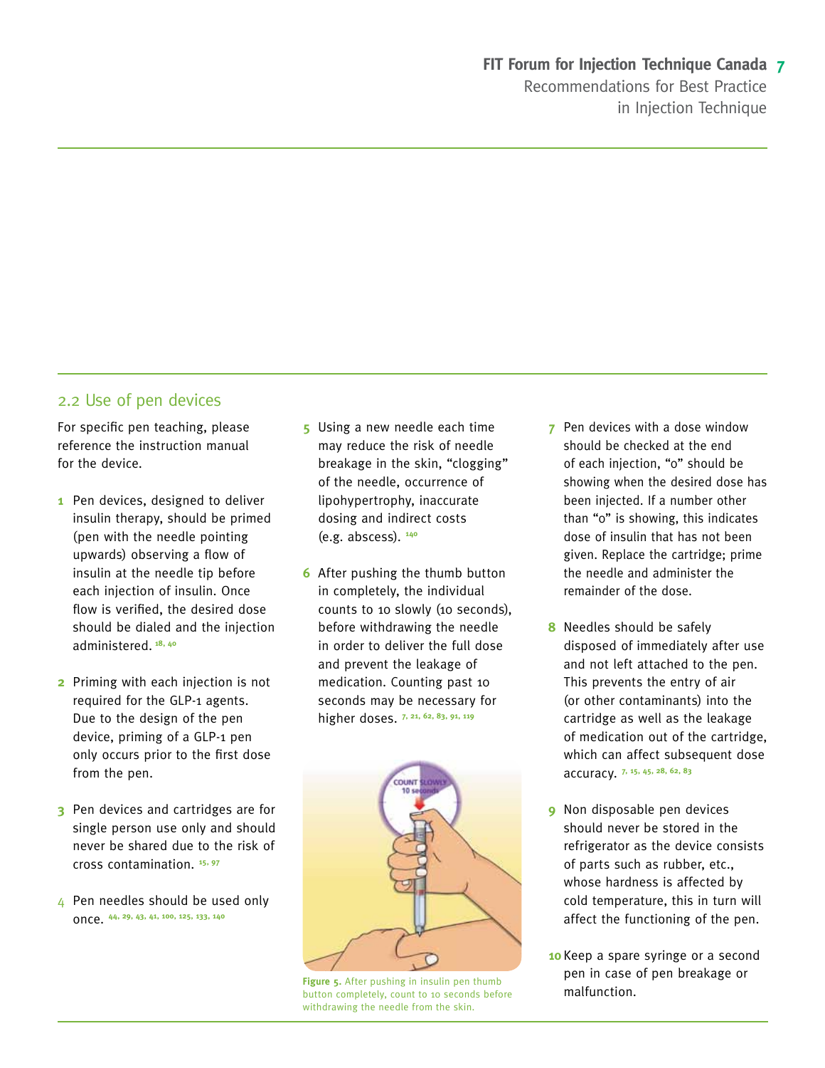## 2.2 Use of pen devices

For specific pen teaching, please reference the instruction manual for the device.

1. Pen devices, designed to deliver insulin therapy, should be primed (pen with the needle pointing upwards) observing a flow of insulin at the needle tip before each injection of insulin. Once flow is verified, the desired dose should be dialed and the injection administered. [18, 40]

2. Priming with each injection is not required for the GLP-1 agents. Due to the design of the pen device, priming of a GLP-1 pen only occurs prior to the first dose from the pen.

3. Pen devices and cartridges are for single person use only and should never be shared due to the risk of cross contamination. [15, 97]

4. Pen needles should be used only once. [44, 29, 43, 41, 100, 125, 133, 140]

5. Using a new needle each time may reduce the risk of needle breakage in the skin, "clogging" of the needle, occurrence of lipohypertrophy, inaccurate dosing and indirect costs (e.g. abscess). [140]

6. After pushing the thumb button in completely, the individual counts to 10 slowly (10 seconds), before withdrawing the needle in order to deliver the full dose and prevent the leakage of medication. Counting past 10 seconds may be necessary for higher doses. [7, 21, 62, 83, 91, 119]

**Figure 5.** After pushing in insulin pen thumb button completely, count to 10 seconds before withdrawing the needle from the skin.

7. Pen devices with a dose window should be checked at the end of each injection, "0" should be showing when the desired dose has been injected. If a number other than "0" is showing, this indicates dose of insulin that has not been given. Replace the cartridge; prime the needle and administer the remainder of the dose.

8. Needles should be safely disposed of immediately after use and not left attached to the pen. This prevents the entry of air (or other contaminants) into the cartridge as well as the leakage of medication out of the cartridge, which can affect subsequent dose accuracy. [7, 15, 45, 28, 62, 83]

9. Non disposable pen devices should never be stored in the refrigerator as the device consists of parts such as rubber, etc., whose hardness is affected by cold temperature, this in turn will affect the functioning of the pen.

10. Keep a spare syringe or a second pen in case of pen breakage or malfunction.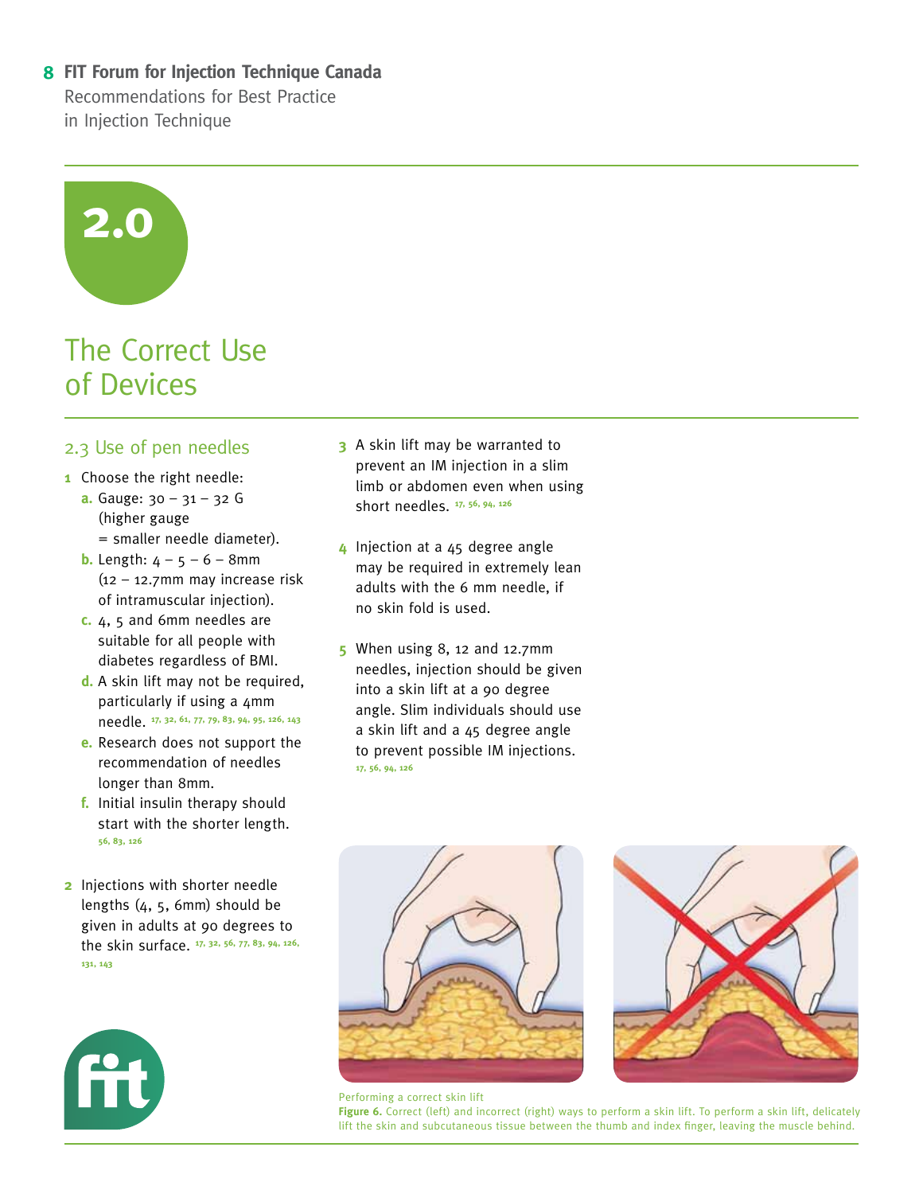# 2.0

# The Correct Use of Devices

## 2.3 Use of pen needles

1. Choose the right needle:
   - **a.** Gauge: 30 – 31 – 32 G (higher gauge = smaller needle diameter).
   - **b.** Length: 4 – 5 – 6 – 8mm (12 – 12.7mm may increase risk of intramuscular injection).
   - **c.** 4, 5 and 6mm needles are suitable for all people with diabetes regardless of BMI.
   - **d.** A skin lift may not be required, particularly if using a 4mm needle. [17, 32, 61, 77, 79, 83, 94, 95, 126, 143]
   - **e.** Research does not support the recommendation of needles longer than 8mm.
   - **f.** Initial insulin therapy should start with the shorter length. [56, 83, 126]

2. Injections with shorter needle lengths (4, 5, 6mm) should be given in adults at 90 degrees to the skin surface. [17, 32, 56, 77, 83, 94, 126, 131, 143]

3. A skin lift may be warranted to prevent an IM injection in a slim limb or abdomen even when using short needles. [17, 56, 94, 126]

4. Injection at a 45 degree angle may be required in extremely lean adults with the 6 mm needle, if no skin fold is used.

5. When using 8, 12 and 12.7mm needles, injection should be given into a skin lift at a 90 degree angle. Slim individuals should use a skin lift and a 45 degree angle to prevent possible IM injections. [17, 56, 94, 126]

Performing a correct skin lift

**Figure 6.** Correct (left) and incorrect (right) ways to perform a skin lift. To perform a skin lift, delicately lift the skin and subcutaneous tissue between the thumb and index finger, leaving the muscle behind.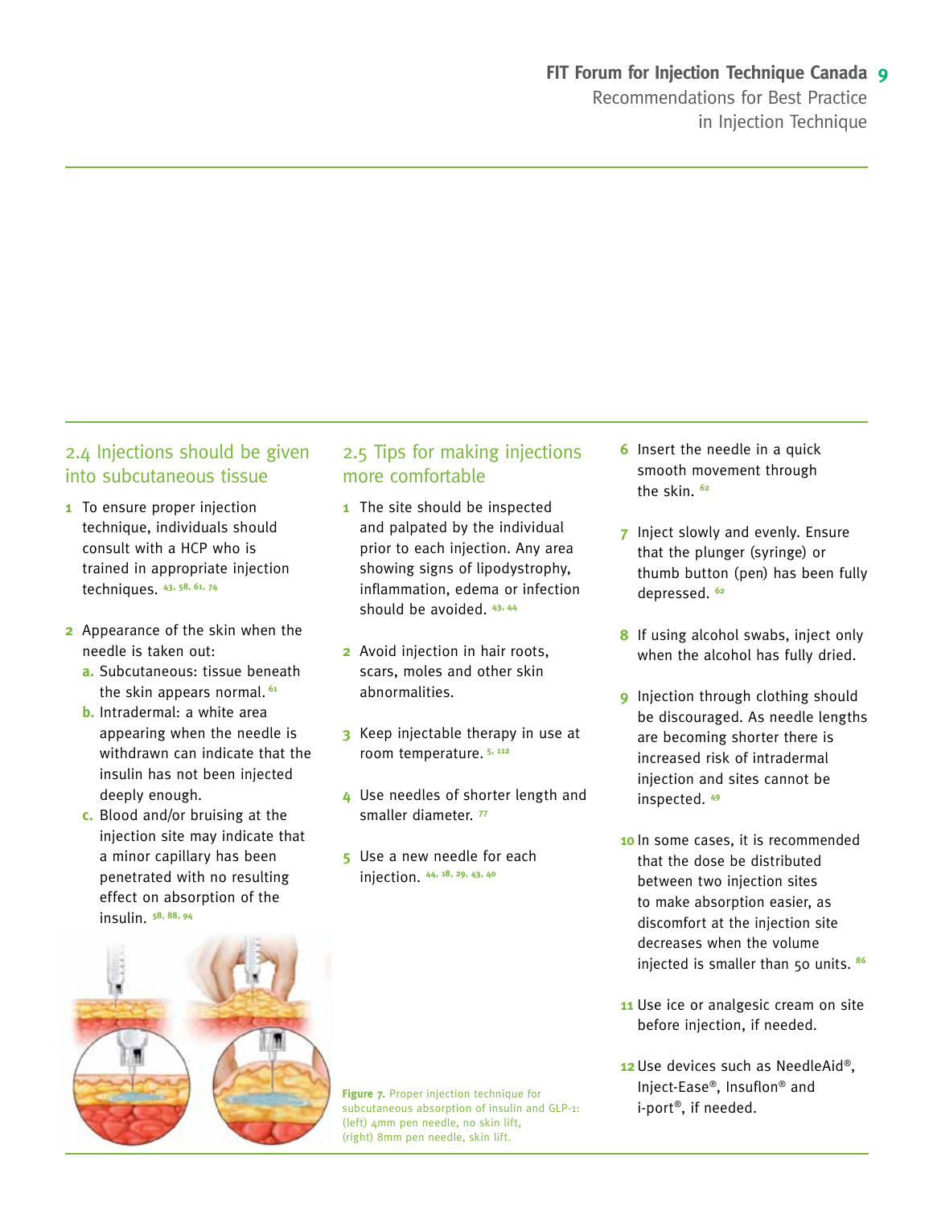## 2.4 Injections should be given into subcutaneous tissue

1. To ensure proper injection technique, individuals should consult with a HCP who is trained in appropriate injection techniques. [43, 58, 61, 74]
2. Appearance of the skin when the needle is taken out:
   a. Subcutaneous: tissue beneath the skin appears normal. [61]
   b. Intradermal: a white area appearing when the needle is withdrawn can indicate that the insulin has not been injected deeply enough.
   c. Blood and/or bruising at the injection site may indicate that a minor capillary has been penetrated with no resulting effect on absorption of the insulin. [58, 88, 94]

**Figure 7.** Proper injection technique for subcutaneous absorption of insulin and GLP-1: (left) 4mm pen needle, no skin lift, (right) 8mm pen needle, skin lift.

## 2.5 Tips for making injections more comfortable

1. The site should be inspected and palpated by the individual prior to each injection. Any area showing signs of lipodystrophy, inflammation, edema or infection should be avoided. [43, 44]
2. Avoid injection in hair roots, scars, moles and other skin abnormalities.
3. Keep injectable therapy in use at room temperature. [5, 112]
4. Use needles of shorter length and smaller diameter. [77]
5. Use a new needle for each injection. [44, 18, 29, 43, 40]
6. Insert the needle in a quick smooth movement through the skin. [62]
7. Inject slowly and evenly. Ensure that the plunger (syringe) or thumb button (pen) has been fully depressed. [62]
8. If using alcohol swabs, inject only when the alcohol has fully dried.
9. Injection through clothing should be discouraged. As needle lengths are becoming shorter there is increased risk of intradermal injection and sites cannot be inspected. [49]
10. In some cases, it is recommended that the dose be distributed between two injection sites to make absorption easier, as discomfort at the injection site decreases when the volume injected is smaller than 50 units. [86]
11. Use ice or analgesic cream on site before injection, if needed.
12. Use devices such as NeedleAid®, Inject-Ease®, Insuflon® and i-port®, if needed.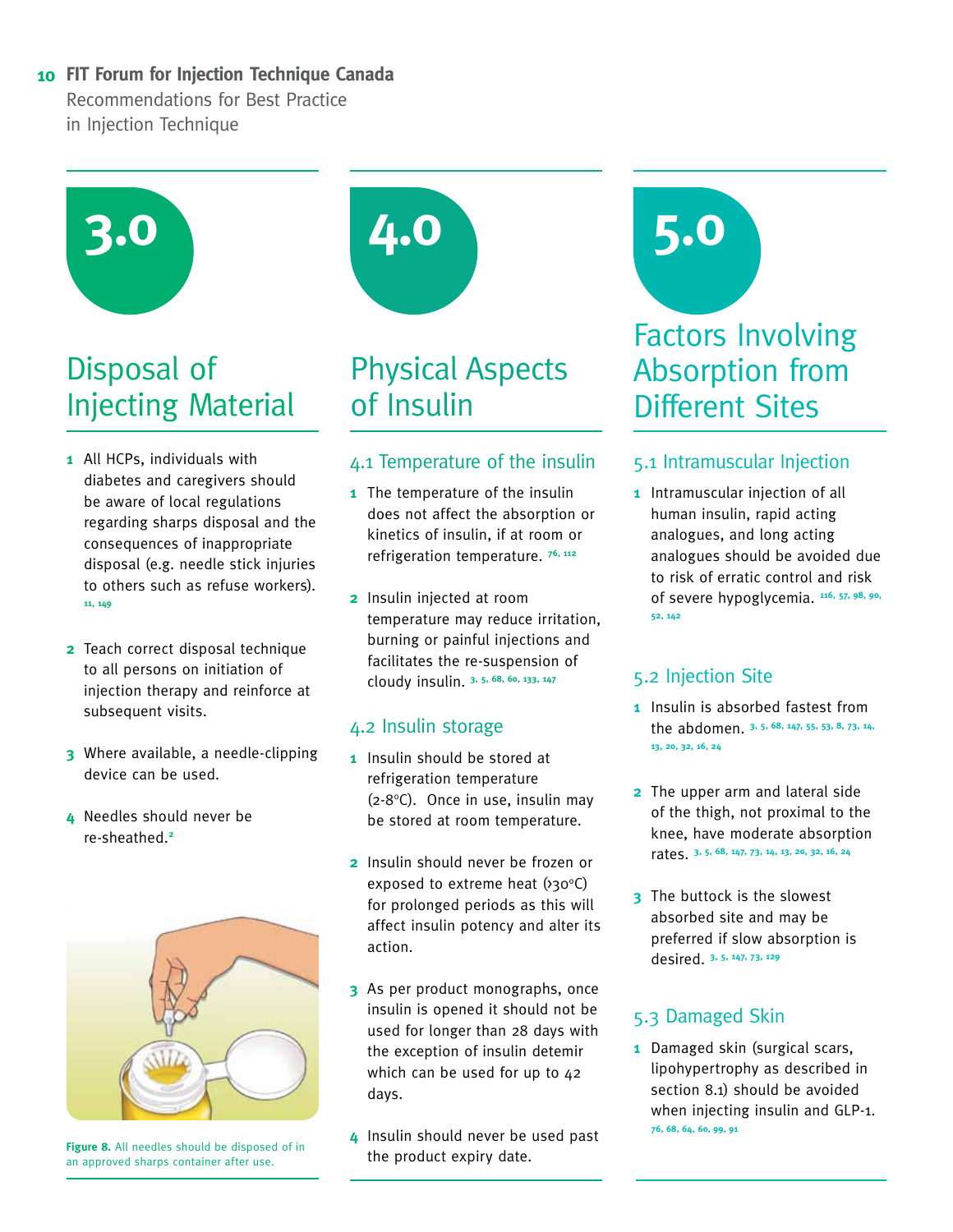# 3.0

## Disposal of Injecting Material

1. All HCPs, individuals with diabetes and caregivers should be aware of local regulations regarding sharps disposal and the consequences of inappropriate disposal (e.g. needle stick injuries to others such as refuse workers). [11, 149]

2. Teach correct disposal technique to all persons on initiation of injection therapy and reinforce at subsequent visits.

3. Where available, a needle-clipping device can be used.

4. Needles should never be re-sheathed.[2]

**Figure 8.** All needles should be disposed of in an approved sharps container after use.

# 4.0

## Physical Aspects of Insulin

### 4.1 Temperature of the insulin

1. The temperature of the insulin does not affect the absorption or kinetics of insulin, if at room or refrigeration temperature. [76, 112]

2. Insulin injected at room temperature may reduce irritation, burning or painful injections and facilitates the re-suspension of cloudy insulin. [3, 5, 68, 60, 133, 147]

### 4.2 Insulin storage

1. Insulin should be stored at refrigeration temperature (2-8°C). Once in use, insulin may be stored at room temperature.

2. Insulin should never be frozen or exposed to extreme heat (>30°C) for prolonged periods as this will affect insulin potency and alter its action.

3. As per product monographs, once insulin is opened it should not be used for longer than 28 days with the exception of insulin detemir which can be used for up to 42 days.

4. Insulin should never be used past the product expiry date.

# 5.0

## Factors Involving Absorption from Different Sites

### 5.1 Intramuscular Injection

1. Intramuscular injection of all human insulin, rapid acting analogues, and long acting analogues should be avoided due to risk of erratic control and risk of severe hypoglycemia. [116, 57, 98, 90, 52, 142]

### 5.2 Injection Site

1. Insulin is absorbed fastest from the abdomen. [3, 5, 68, 147, 55, 53, 8, 73, 14, 13, 20, 32, 16, 24]

2. The upper arm and lateral side of the thigh, not proximal to the knee, have moderate absorption rates. [3, 5, 68, 147, 73, 14, 13, 20, 32, 16, 24]

3. The buttock is the slowest absorbed site and may be preferred if slow absorption is desired. [3, 5, 147, 73, 129]

### 5.3 Damaged Skin

1. Damaged skin (surgical scars, lipohypertrophy as described in section 8.1) should be avoided when injecting insulin and GLP-1. [76, 68, 64, 60, 99, 91]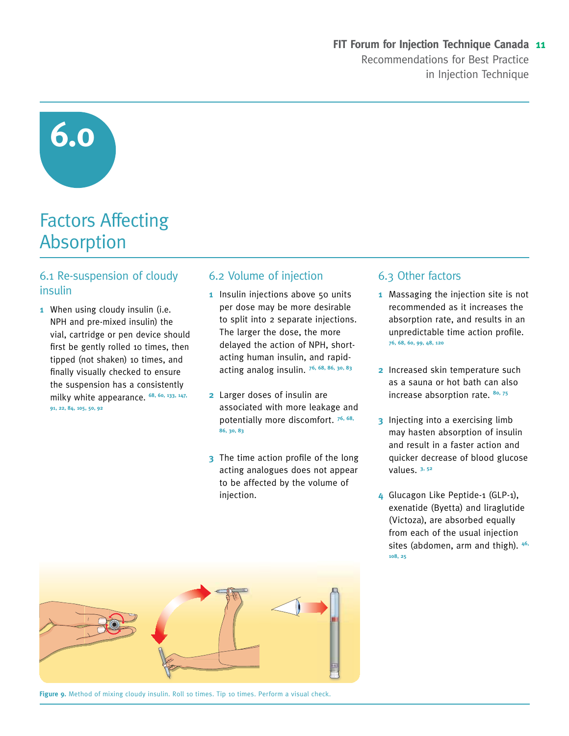# 6.0

## Factors Affecting Absorption

### 6.1 Re-suspension of cloudy insulin

1. When using cloudy insulin (i.e. NPH and pre-mixed insulin) the vial, cartridge or pen device should first be gently rolled 10 times, then tipped (not shaken) 10 times, and finally visually checked to ensure the suspension has a consistently milky white appearance. [68, 60, 133, 147, 91, 22, 84, 105, 50, 92]

### 6.2 Volume of injection

1. Insulin injections above 50 units per dose may be more desirable to split into 2 separate injections. The larger the dose, the more delayed the action of NPH, short-acting human insulin, and rapid-acting analog insulin. [76, 68, 86, 30, 83]

2. Larger doses of insulin are associated with more leakage and potentially more discomfort. [76, 68, 86, 30, 83]

3. The time action profile of the long acting analogues does not appear to be affected by the volume of injection.

### 6.3 Other factors

1. Massaging the injection site is not recommended as it increases the absorption rate, and results in an unpredictable time action profile. [76, 68, 60, 99, 48, 120]

2. Increased skin temperature such as a sauna or hot bath can also increase absorption rate. [80, 75]

3. Injecting into a exercising limb may hasten absorption of insulin and result in a faster action and quicker decrease of blood glucose values. [3, 52]

4. Glucagon Like Peptide-1 (GLP-1), exenatide (Byetta) and liraglutide (Victoza), are absorbed equally from each of the usual injection sites (abdomen, arm and thigh). [46, 108, 25]

**Figure 9.** Method of mixing cloudy insulin. Roll 10 times. Tip 10 times. Perform a visual check.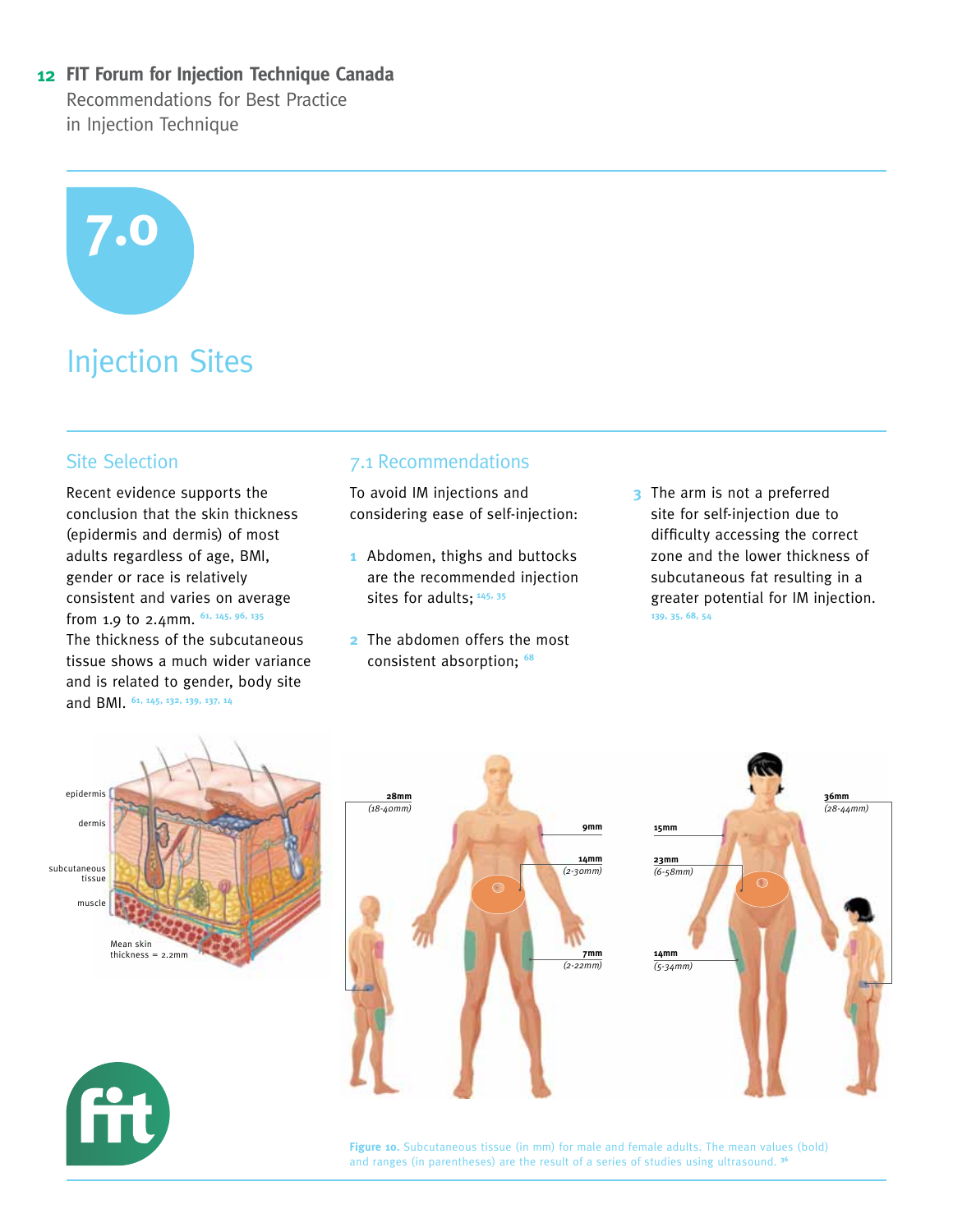# 7.0

# Injection Sites

## Site Selection

Recent evidence supports the conclusion that the skin thickness (epidermis and dermis) of most adults regardless of age, BMI, gender or race is relatively consistent and varies on average from 1.9 to 2.4mm. [61, 145, 96, 135] The thickness of the subcutaneous tissue shows a much wider variance and is related to gender, body site and BMI. [61, 145, 132, 139, 137, 14]

## 7.1 Recommendations

To avoid IM injections and considering ease of self-injection:

1. Abdomen, thighs and buttocks are the recommended injection sites for adults; [145, 35]
2. The abdomen offers the most consistent absorption; [68]
3. The arm is not a preferred site for self-injection due to difficulty accessing the correct zone and the lower thickness of subcutaneous fat resulting in a greater potential for IM injection. [139, 35, 68, 54]

epidermis
dermis
subcutaneous tissue
muscle
Mean skin thickness = 2.2mm

28mm (18-40mm)
9mm
14mm (2-30mm)
7mm (2-22mm)

36mm (28-44mm)
15mm
23mm (6-58mm)
14mm (5-34mm)

**Figure 10.** Subcutaneous tissue (in mm) for male and female adults. The mean values (bold) and ranges (in parentheses) are the result of a series of studies using ultrasound. [36]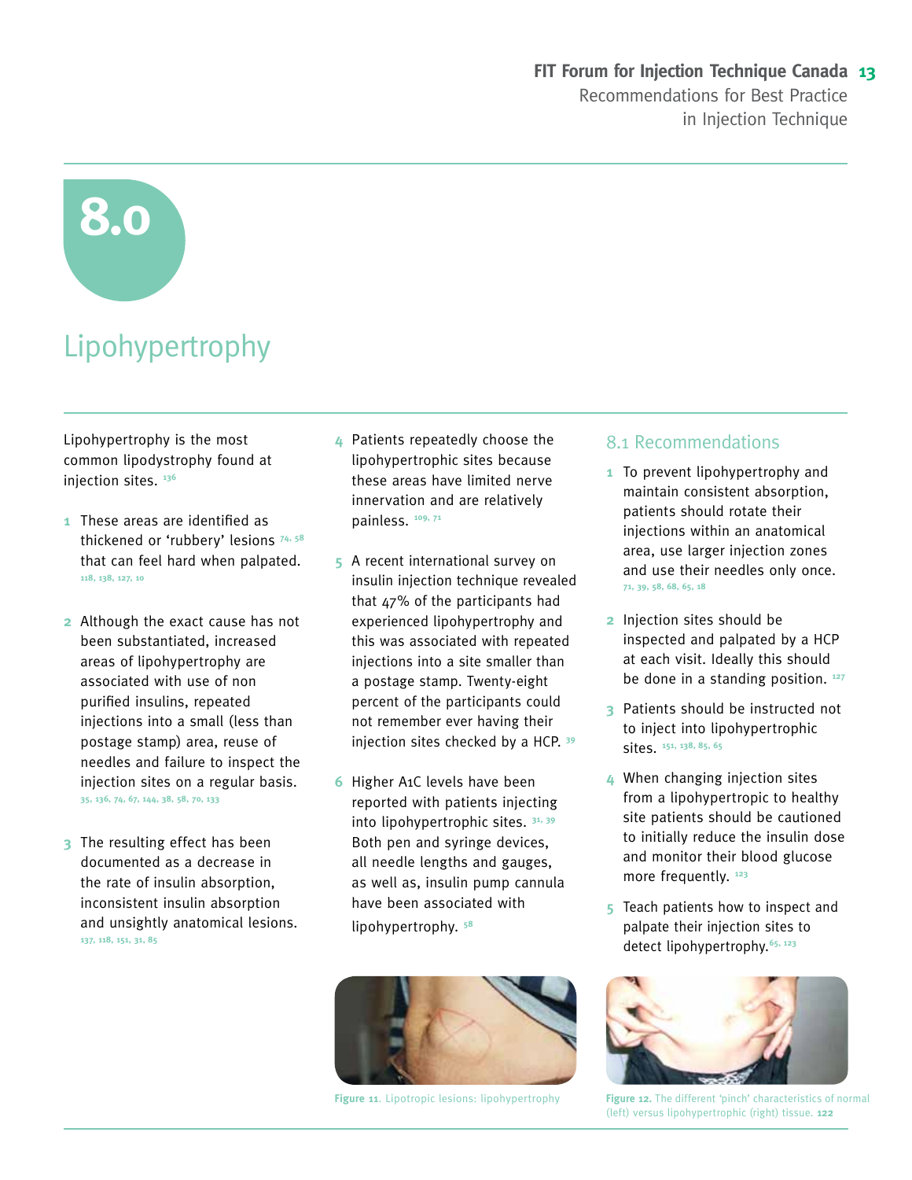# 8.0

# Lipohypertrophy

Lipohypertrophy is the most common lipodystrophy found at injection sites. [136]

1. These areas are identified as thickened or 'rubbery' lesions [74, 58] that can feel hard when palpated. [118, 138, 127, 10]

2. Although the exact cause has not been substantiated, increased areas of lipohypertrophy are associated with use of non purified insulins, repeated injections into a small (less than postage stamp) area, reuse of needles and failure to inspect the injection sites on a regular basis. [35, 136, 74, 67, 144, 38, 58, 70, 133]

3. The resulting effect has been documented as a decrease in the rate of insulin absorption, inconsistent insulin absorption and unsightly anatomical lesions. [137, 118, 151, 31, 85]

4. Patients repeatedly choose the lipohypertrophic sites because these areas have limited nerve innervation and are relatively painless. [109, 71]

5. A recent international survey on insulin injection technique revealed that 47% of the participants had experienced lipohypertrophy and this was associated with repeated injections into a site smaller than a postage stamp. Twenty-eight percent of the participants could not remember ever having their injection sites checked by a HCP. [39]

6. Higher A1C levels have been reported with patients injecting into lipohypertrophic sites. [31, 39] Both pen and syringe devices, all needle lengths and gauges, as well as, insulin pump cannula have been associated with lipohypertrophy. [58]

**Figure 11**. Lipotropic lesions: lipohypertrophy

## 8.1 Recommendations

1. To prevent lipohypertrophy and maintain consistent absorption, patients should rotate their injections within an anatomical area, use larger injection zones and use their needles only once. [71, 39, 58, 68, 65, 18]

2. Injection sites should be inspected and palpated by a HCP at each visit. Ideally this should be done in a standing position. [127]

3. Patients should be instructed not to inject into lipohypertrophic sites. [151, 138, 85, 65]

4. When changing injection sites from a lipohypertropic to healthy site patients should be cautioned to initially reduce the insulin dose and monitor their blood glucose more frequently. [123]

5. Teach patients how to inspect and palpate their injection sites to detect lipohypertrophy.[65, 123]

**Figure 12.** The different 'pinch' characteristics of normal (left) versus lipohypertrophic (right) tissue. **122**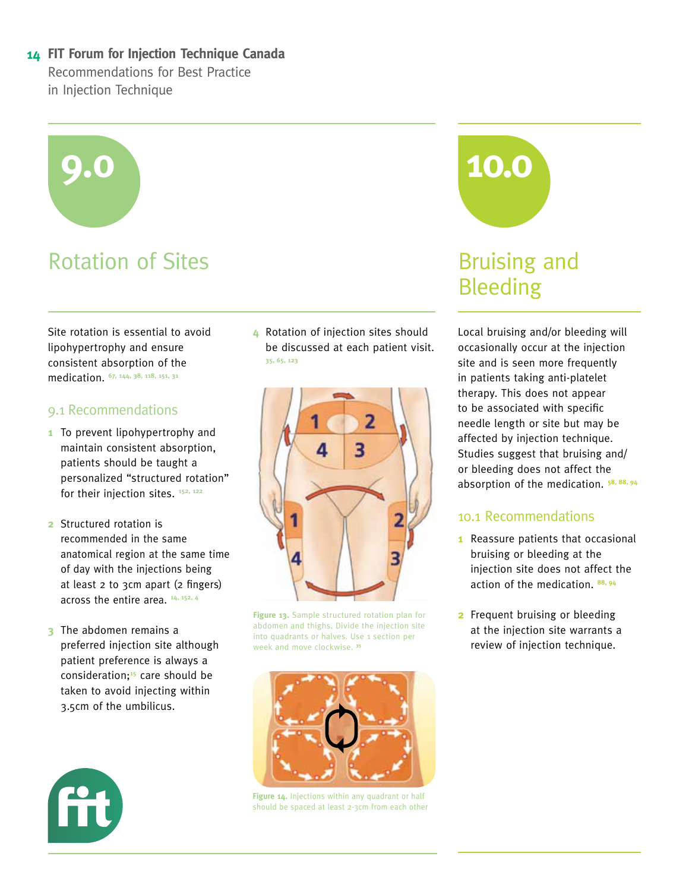# 9.0

## Rotation of Sites

Site rotation is essential to avoid lipohypertrophy and ensure consistent absorption of the medication. [67, 144, 38, 118, 151, 31]

### 9.1 Recommendations

1. To prevent lipohypertrophy and maintain consistent absorption, patients should be taught a personalized "structured rotation" for their injection sites. [152, 122]
2. Structured rotation is recommended in the same anatomical region at the same time of day with the injections being at least 2 to 3cm apart (2 fingers) across the entire area. [14, 152, 4]
3. The abdomen remains a preferred injection site although patient preference is always a consideration;[15] care should be taken to avoid injecting within 3.5cm of the umbilicus.
4. Rotation of injection sites should be discussed at each patient visit. [35, 65, 123]

**Figure 13.** Sample structured rotation plan for abdomen and thighs. Divide the injection site into quadrants or halves. Use 1 section per week and move clockwise. [35]

**Figure 14.** Injections within any quadrant or half should be spaced at least 2-3cm from each other

# 10.0

## Bruising and Bleeding

Local bruising and/or bleeding will occasionally occur at the injection site and is seen more frequently in patients taking anti-platelet therapy. This does not appear to be associated with specific needle length or site but may be affected by injection technique. Studies suggest that bruising and/or bleeding does not affect the absorption of the medication. [58, 88, 94]

### 10.1 Recommendations

1. Reassure patients that occasional bruising or bleeding at the injection site does not affect the action of the medication. [88, 94]
2. Frequent bruising or bleeding at the injection site warrants a review of injection technique.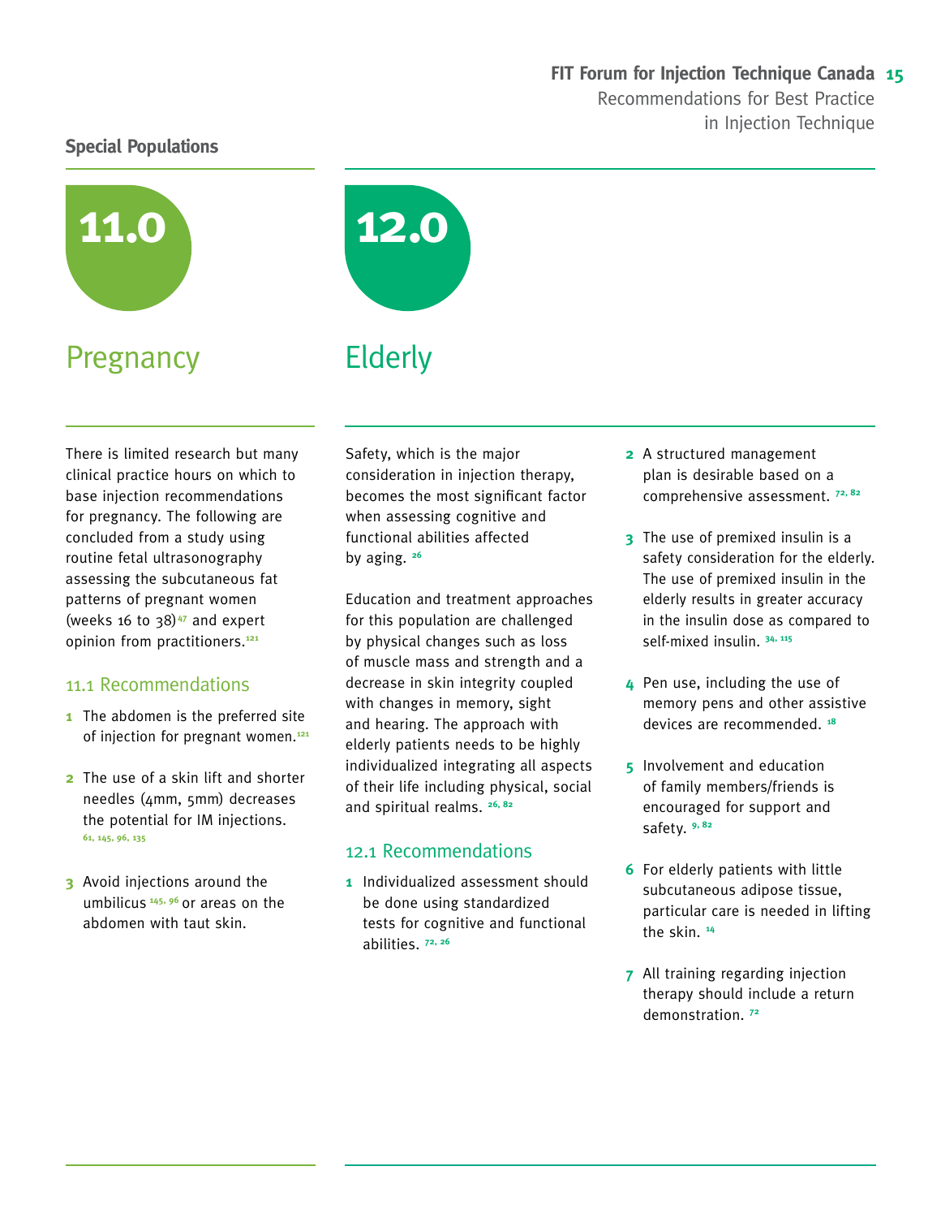## Special Populations

# 11.0 Pregnancy

There is limited research but many clinical practice hours on which to base injection recommendations for pregnancy. The following are concluded from a study using routine fetal ultrasonography assessing the subcutaneous fat patterns of pregnant women (weeks 16 to 38)[47] and expert opinion from practitioners.[121]

### 11.1 Recommendations

1. The abdomen is the preferred site of injection for pregnant women.[121]
2. The use of a skin lift and shorter needles (4mm, 5mm) decreases the potential for IM injections. [61, 145, 96, 135]
3. Avoid injections around the umbilicus [145, 96] or areas on the abdomen with taut skin.

# 12.0 Elderly

Safety, which is the major consideration in injection therapy, becomes the most significant factor when assessing cognitive and functional abilities affected by aging. [26]

Education and treatment approaches for this population are challenged by physical changes such as loss of muscle mass and strength and a decrease in skin integrity coupled with changes in memory, sight and hearing. The approach with elderly patients needs to be highly individualized integrating all aspects of their life including physical, social and spiritual realms. [26, 82]

### 12.1 Recommendations

1. Individualized assessment should be done using standardized tests for cognitive and functional abilities. [72, 26]
2. A structured management plan is desirable based on a comprehensive assessment. [72, 82]
3. The use of premixed insulin is a safety consideration for the elderly. The use of premixed insulin in the elderly results in greater accuracy in the insulin dose as compared to self-mixed insulin. [34, 115]
4. Pen use, including the use of memory pens and other assistive devices are recommended. [18]
5. Involvement and education of family members/friends is encouraged for support and safety. [9, 82]
6. For elderly patients with little subcutaneous adipose tissue, particular care is needed in lifting the skin. [14]
7. All training regarding injection therapy should include a return demonstration. [72]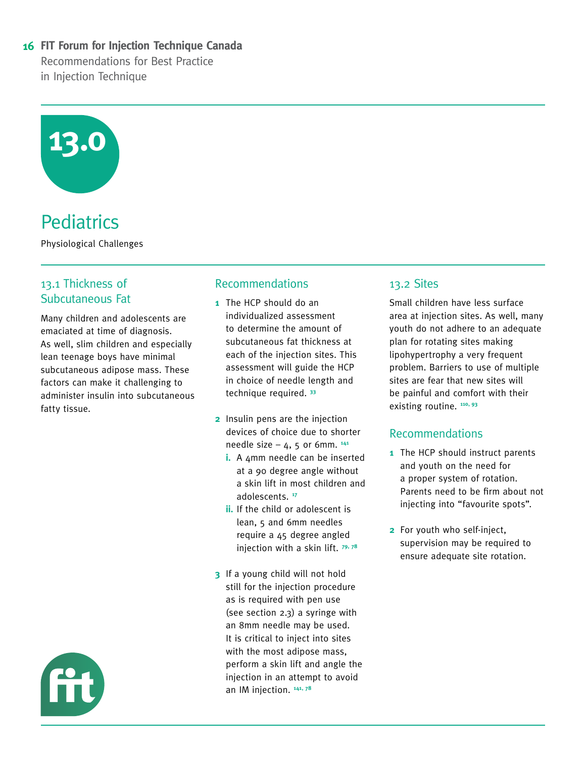# 13.0

## Pediatrics

Physiological Challenges

### 13.1 Thickness of Subcutaneous Fat

Many children and adolescents are emaciated at time of diagnosis. As well, slim children and especially lean teenage boys have minimal subcutaneous adipose mass. These factors can make it challenging to administer insulin into subcutaneous fatty tissue.

### Recommendations

1. The HCP should do an individualized assessment to determine the amount of subcutaneous fat thickness at each of the injection sites. This assessment will guide the HCP in choice of needle length and technique required. [33]

2. Insulin pens are the injection devices of choice due to shorter needle size – 4, 5 or 6mm. [141]
   - **i.** A 4mm needle can be inserted at a 90 degree angle without a skin lift in most children and adolescents. [17]
   - **ii.** If the child or adolescent is lean, 5 and 6mm needles require a 45 degree angled injection with a skin lift. [79, 78]

3. If a young child will not hold still for the injection procedure as is required with pen use (see section 2.3) a syringe with an 8mm needle may be used. It is critical to inject into sites with the most adipose mass, perform a skin lift and angle the injection in an attempt to avoid an IM injection. [141, 78]

### 13.2 Sites

Small children have less surface area at injection sites. As well, many youth do not adhere to an adequate plan for rotating sites making lipohypertrophy a very frequent problem. Barriers to use of multiple sites are fear that new sites will be painful and comfort with their existing routine. [110, 93]

### Recommendations

1. The HCP should instruct parents and youth on the need for a proper system of rotation. Parents need to be firm about not injecting into "favourite spots".

2. For youth who self-inject, supervision may be required to ensure adequate site rotation.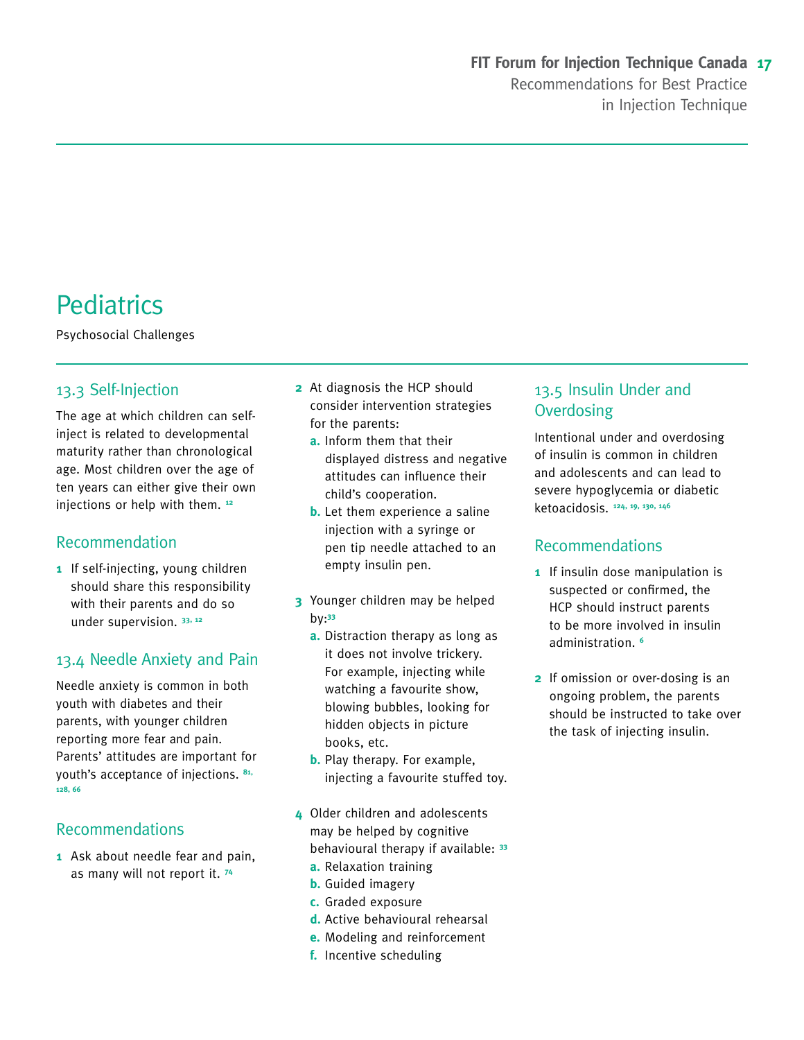# Pediatrics

Psychosocial Challenges

## 13.3 Self-Injection

The age at which children can self-inject is related to developmental maturity rather than chronological age. Most children over the age of ten years can either give their own injections or help with them. [12]

### Recommendation

1. If self-injecting, young children should share this responsibility with their parents and do so under supervision. [33, 12]

## 13.4 Needle Anxiety and Pain

Needle anxiety is common in both youth with diabetes and their parents, with younger children reporting more fear and pain. Parents' attitudes are important for youth's acceptance of injections. [81, 128, 66]

### Recommendations

1. Ask about needle fear and pain, as many will not report it. [74]
2. At diagnosis the HCP should consider intervention strategies for the parents:
   - **a.** Inform them that their displayed distress and negative attitudes can influence their child's cooperation.
   - **b.** Let them experience a saline injection with a syringe or pen tip needle attached to an empty insulin pen.
3. Younger children may be helped by:[33]
   - **a.** Distraction therapy as long as it does not involve trickery. For example, injecting while watching a favourite show, blowing bubbles, looking for hidden objects in picture books, etc.
   - **b.** Play therapy. For example, injecting a favourite stuffed toy.
4. Older children and adolescents may be helped by cognitive behavioural therapy if available: [33]
   - **a.** Relaxation training
   - **b.** Guided imagery
   - **c.** Graded exposure
   - **d.** Active behavioural rehearsal
   - **e.** Modeling and reinforcement
   - **f.** Incentive scheduling

## 13.5 Insulin Under and Overdosing

Intentional under and overdosing of insulin is common in children and adolescents and can lead to severe hypoglycemia or diabetic ketoacidosis. [124, 19, 130, 146]

### Recommendations

1. If insulin dose manipulation is suspected or confirmed, the HCP should instruct parents to be more involved in insulin administration. [6]
2. If omission or over-dosing is an ongoing problem, the parents should be instructed to take over the task of injecting insulin.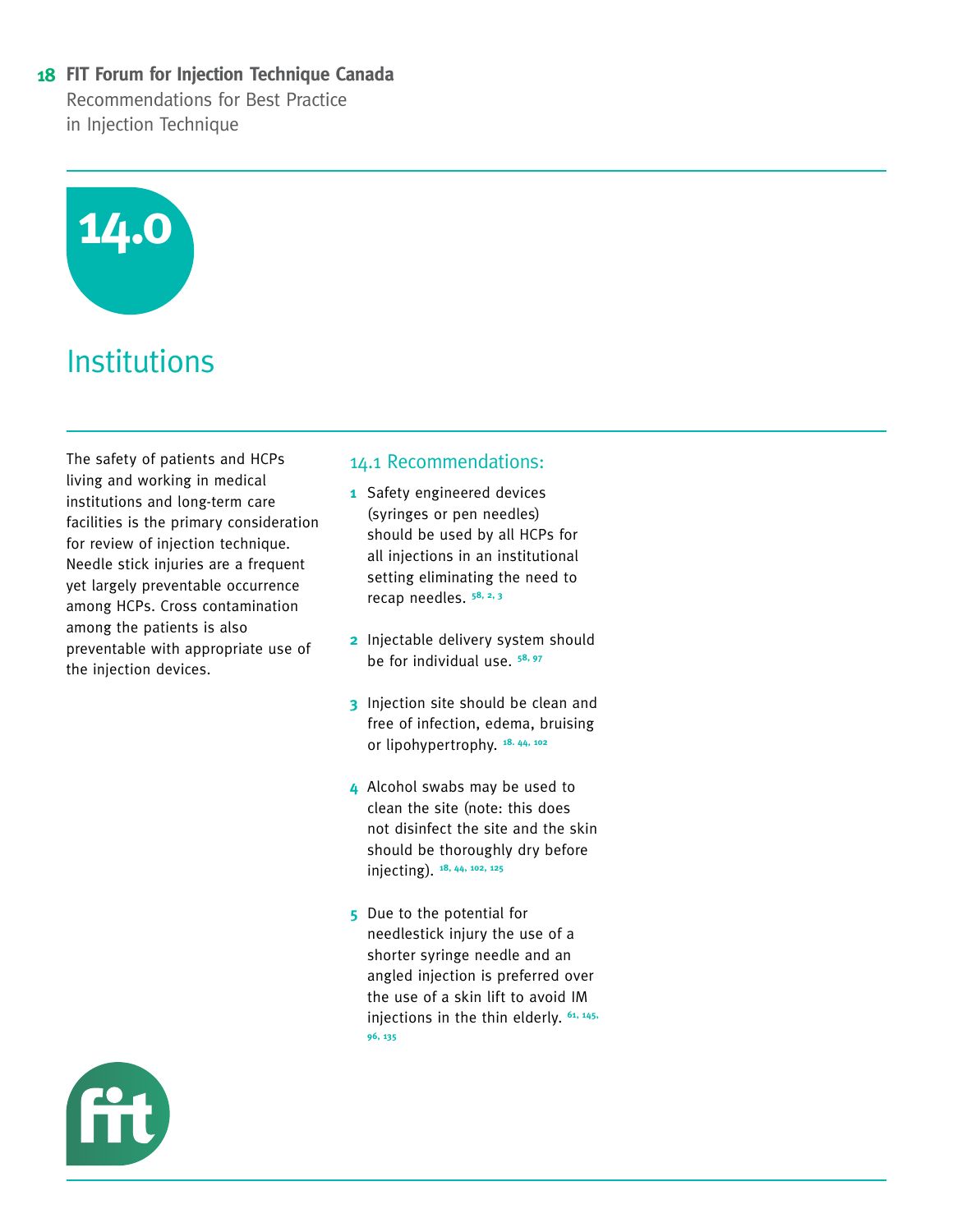# 14.0

# Institutions

The safety of patients and HCPs living and working in medical institutions and long-term care facilities is the primary consideration for review of injection technique. Needle stick injuries are a frequent yet largely preventable occurrence among HCPs. Cross contamination among the patients is also preventable with appropriate use of the injection devices.

## 14.1 Recommendations:

1. Safety engineered devices (syringes or pen needles) should be used by all HCPs for all injections in an institutional setting eliminating the need to recap needles. [58, 2, 3]

2. Injectable delivery system should be for individual use. [58, 97]

3. Injection site should be clean and free of infection, edema, bruising or lipohypertrophy. [18. 44, 102]

4. Alcohol swabs may be used to clean the site (note: this does not disinfect the site and the skin should be thoroughly dry before injecting). [18, 44, 102, 125]

5. Due to the potential for needlestick injury the use of a shorter syringe needle and an angled injection is preferred over the use of a skin lift to avoid IM injections in the thin elderly. [61, 145, 96, 135]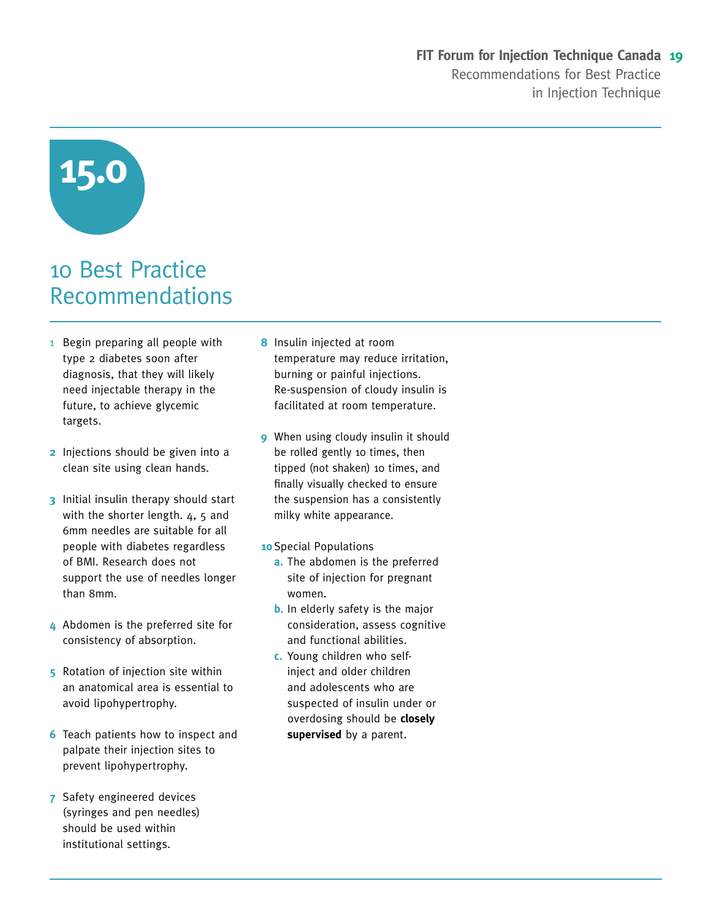# 15.0

## 10 Best Practice Recommendations

1. Begin preparing all people with type 2 diabetes soon after diagnosis, that they will likely need injectable therapy in the future, to achieve glycemic targets.

2. Injections should be given into a clean site using clean hands.

3. Initial insulin therapy should start with the shorter length. 4, 5 and 6mm needles are suitable for all people with diabetes regardless of BMI. Research does not support the use of needles longer than 8mm.

4. Abdomen is the preferred site for consistency of absorption.

5. Rotation of injection site within an anatomical area is essential to avoid lipohypertrophy.

6. Teach patients how to inspect and palpate their injection sites to prevent lipohypertrophy.

7. Safety engineered devices (syringes and pen needles) should be used within institutional settings.

8. Insulin injected at room temperature may reduce irritation, burning or painful injections. Re-suspension of cloudy insulin is facilitated at room temperature.

9. When using cloudy insulin it should be rolled gently 10 times, then tipped (not shaken) 10 times, and finally visually checked to ensure the suspension has a consistently milky white appearance.

10. Special Populations
    - **a.** The abdomen is the preferred site of injection for pregnant women.
    - **b.** In elderly safety is the major consideration, assess cognitive and functional abilities.
    - **c.** Young children who self-inject and older children and adolescents who are suspected of insulin under or overdosing should be **closely supervised** by a parent.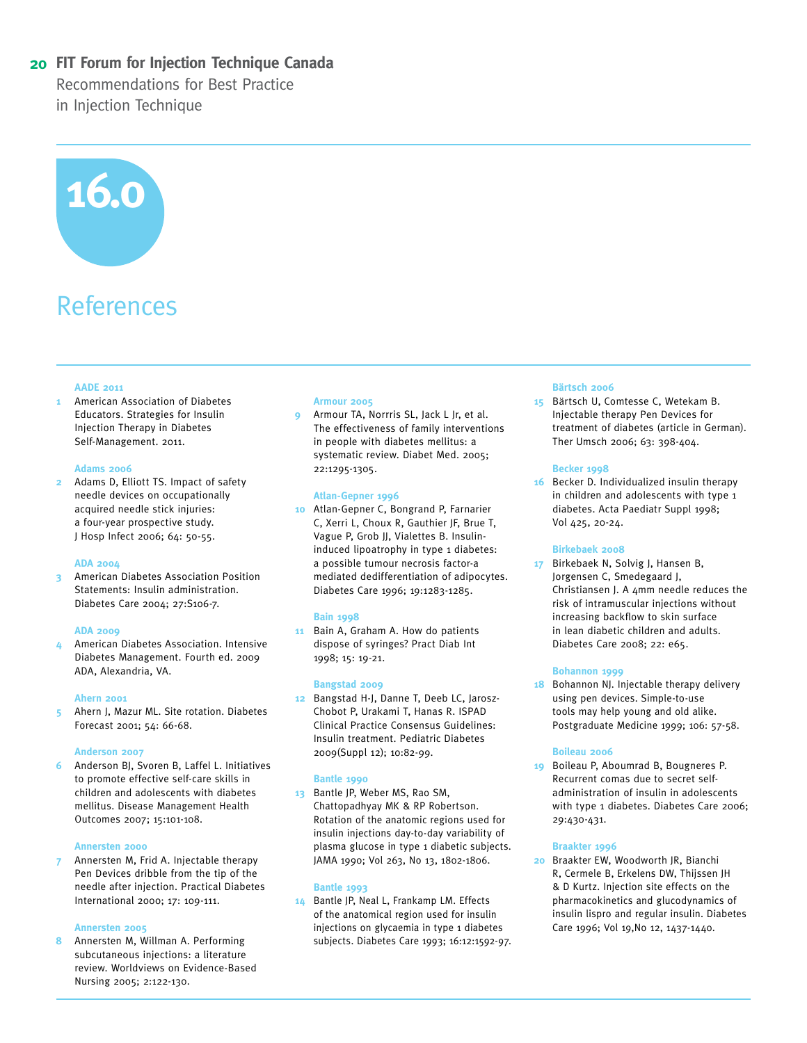# 16.0

# References

**AADE 2011**

1 American Association of Diabetes Educators. Strategies for Insulin Injection Therapy in Diabetes Self-Management. 2011.

**Adams 2006**

2 Adams D, Elliott TS. Impact of safety needle devices on occupationally acquired needle stick injuries: a four-year prospective study. J Hosp Infect 2006; 64: 50-55.

**ADA 2004**

3 American Diabetes Association Position Statements: Insulin administration. Diabetes Care 2004; 27:S106-7.

**ADA 2009**

4 American Diabetes Association. Intensive Diabetes Management. Fourth ed. 2009 ADA, Alexandria, VA.

**Ahern 2001**

5 Ahern J, Mazur ML. Site rotation. Diabetes Forecast 2001; 54: 66-68.

**Anderson 2007**

6 Anderson BJ, Svoren B, Laffel L. Initiatives to promote effective self-care skills in children and adolescents with diabetes mellitus. Disease Management Health Outcomes 2007; 15:101-108.

**Annersten 2000**

7 Annersten M, Frid A. Injectable therapy Pen Devices dribble from the tip of the needle after injection. Practical Diabetes International 2000; 17: 109-111.

**Annersten 2005**

8 Annersten M, Willman A. Performing subcutaneous injections: a literature review. Worldviews on Evidence-Based Nursing 2005; 2:122-130.

**Armour 2005**

9 Armour TA, Norrris SL, Jack L Jr, et al. The effectiveness of family interventions in people with diabetes mellitus: a systematic review. Diabet Med. 2005; 22:1295-1305.

**Atlan-Gepner 1996**

10 Atlan-Gepner C, Bongrand P, Farnarier C, Xerri L, Choux R, Gauthier JF, Brue T, Vague P, Grob JJ, Vialettes B. Insulin-induced lipoatrophy in type 1 diabetes: a possible tumour necrosis factor-a mediated dedifferentiation of adipocytes. Diabetes Care 1996; 19:1283-1285.

**Bain 1998**

11 Bain A, Graham A. How do patients dispose of syringes? Pract Diab Int 1998; 15: 19-21.

**Bangstad 2009**

12 Bangstad H-J, Danne T, Deeb LC, Jarosz-Chobot P, Urakami T, Hanas R. ISPAD Clinical Practice Consensus Guidelines: Insulin treatment. Pediatric Diabetes 2009(Suppl 12); 10:82-99.

**Bantle 1990**

13 Bantle JP, Weber MS, Rao SM, Chattopadhyay MK & RP Robertson. Rotation of the anatomic regions used for insulin injections day-to-day variability of plasma glucose in type 1 diabetic subjects. JAMA 1990; Vol 263, No 13, 1802-1806.

**Bantle 1993**

14 Bantle JP, Neal L, Frankamp LM. Effects of the anatomical region used for insulin injections on glycaemia in type 1 diabetes subjects. Diabetes Care 1993; 16:12:1592-97.

**Bärtsch 2006**

15 Bärtsch U, Comtesse C, Wetekam B. Injectable therapy Pen Devices for treatment of diabetes (article in German). Ther Umsch 2006; 63: 398-404.

**Becker 1998**

16 Becker D. Individualized insulin therapy in children and adolescents with type 1 diabetes. Acta Paediatr Suppl 1998; Vol 425, 20-24.

**Birkebaek 2008**

17 Birkebaek N, Solvig J, Hansen B, Jorgensen C, Smedegaard J, Christiansen J. A 4mm needle reduces the risk of intramuscular injections without increasing backflow to skin surface in lean diabetic children and adults. Diabetes Care 2008; 22: e65.

**Bohannon 1999**

18 Bohannon NJ. Injectable therapy delivery using pen devices. Simple-to-use tools may help young and old alike. Postgraduate Medicine 1999; 106: 57-58.

**Boileau 2006**

19 Boileau P, Aboumrad B, Bougneres P. Recurrent comas due to secret self-administration of insulin in adolescents with type 1 diabetes. Diabetes Care 2006; 29:430-431.

**Braakter 1996**

20 Braakter EW, Woodworth JR, Bianchi R, Cermele B, Erkelens DW, Thijssen JH & D Kurtz. Injection site effects on the pharmacokinetics and glucodynamics of insulin lispro and regular insulin. Diabetes Care 1996; Vol 19,No 12, 1437-1440.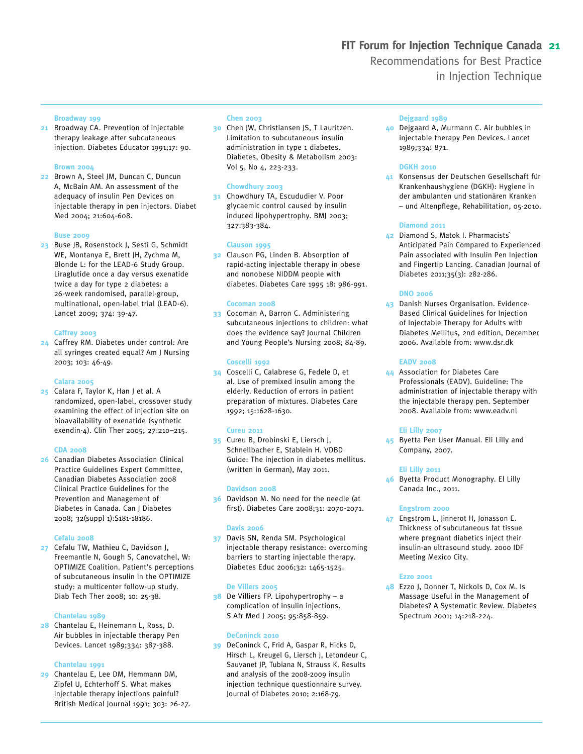**Broadway 199**

21 Broadway CA. Prevention of injectable therapy leakage after subcutaneous injection. Diabetes Educator 1991;17: 90.

**Brown 2004**

22 Brown A, Steel JM, Duncan C, Duncun A, McBain AM. An assessment of the adequacy of insulin Pen Devices on injectable therapy in pen injectors. Diabet Med 2004; 21:604-608.

**Buse 2009**

23 Buse JB, Rosenstock J, Sesti G, Schmidt WE, Montanya E, Brett JH, Zychma M, Blonde L: for the LEAD-6 Study Group. Liraglutide once a day versus exenatide twice a day for type 2 diabetes: a 26-week randomised, parallel-group, multinational, open-label trial (LEAD-6). Lancet 2009; 374: 39-47.

**Caffrey 2003**

24 Caffrey RM. Diabetes under control: Are all syringes created equal? Am J Nursing 2003; 103: 46-49.

**Calara 2005**

25 Calara F, Taylor K, Han J et al. A randomized, open-label, crossover study examining the effect of injection site on bioavailability of exenatide (synthetic exendin-4). Clin Ther 2005; 27:210–215.

**CDA 2008**

26 Canadian Diabetes Association Clinical Practice Guidelines Expert Committee, Canadian Diabetes Association 2008 Clinical Practice Guidelines for the Prevention and Management of Diabetes in Canada. Can J Diabetes 2008; 32(suppl 1):S181-18186.

**Cefalu 2008**

27 Cefalu TW, Mathieu C, Davidson J, Freemantle N, Gough S, Canovatchel, W: OPTIMIZE Coalition. Patient's perceptions of subcutaneous insulin in the OPTIMIZE study: a multicenter follow-up study. Diab Tech Ther 2008; 10: 25-38.

**Chantelau 1989**

28 Chantelau E, Heinemann L, Ross, D. Air bubbles in injectable therapy Pen Devices. Lancet 1989;334: 387-388.

**Chantelau 1991**

29 Chantelau E, Lee DM, Hemmann DM, Zipfel U, Echterhoff S. What makes injectable therapy injections painful? British Medical Journal 1991; 303: 26-27.

**Chen 2003**

30 Chen JW, Christiansen JS, T Lauritzen. Limitation to subcutaneous insulin administration in type 1 diabetes. Diabetes, Obesity & Metabolism 2003: Vol 5, No 4, 223-233.

**Chowdhury 2003**

31 Chowdhury TA, Escududier V. Poor glycaemic control caused by insulin induced lipohypertrophy. BMJ 2003; 327:383-384.

**Clauson 1995**

32 Clauson PG, Linden B. Absorption of rapid-acting injectable therapy in obese and nonobese NIDDM people with diabetes. Diabetes Care 1995 18: 986-991.

**Cocoman 2008**

33 Cocoman A, Barron C. Administering subcutaneous injections to children: what does the evidence say? Journal Children and Young People's Nursing 2008; 84-89.

**Coscelli 1992**

34 Coscelli C, Calabrese G, Fedele D, et al. Use of premixed insulin among the elderly. Reduction of errors in patient preparation of mixtures. Diabetes Care 1992; 15:1628-1630.

**Cureu 2011**

35 Cureu B, Drobinski E, Liersch J, Schnellbacher E, Stablein H. VDBD Guide: The injection in diabetes mellitus. (written in German), May 2011.

**Davidson 2008**

36 Davidson M. No need for the needle (at first). Diabetes Care 2008;31: 2070-2071.

**Davis 2006**

37 Davis SN, Renda SM. Psychological injectable therapy resistance: overcoming barriers to starting injectable therapy. Diabetes Educ 2006;32: 1465-1525.

**De Villers 2005**

38 De Villiers FP. Lipohypertrophy – a complication of insulin injections. S Afr Med J 2005; 95:858-859.

**DeConinck 2010**

39 DeConinck C, Frid A, Gaspar R, Hicks D, Hirsch L, Kreugel G, Liersch J, Letondeur C, Sauvanet JP, Tubiana N, Strauss K. Results and analysis of the 2008-2009 insulin injection technique questionnaire survey. Journal of Diabetes 2010; 2:168-79.

**Dejgaard 1989**

40 Dejgaard A, Murmann C. Air bubbles in injectable therapy Pen Devices. Lancet 1989;334: 871.

**DGKH 2010**

41 Konsensus der Deutschen Gesellschaft für Krankenhaushygiene (DGKH): Hygiene in der ambulanten und stationären Kranken – und Altenpflege, Rehabilitation, 05-2010.

**Diamond 2011**

42 Diamond S, Matok I. Pharmacists` Anticipated Pain Compared to Experienced Pain associated with Insulin Pen Injection and Fingertip Lancing. Canadian Journal of Diabetes 2011;35(3): 282-286.

**DNO 2006**

43 Danish Nurses Organisation. Evidence-Based Clinical Guidelines for Injection of Injectable Therapy for Adults with Diabetes Mellitus, 2nd edition, December 2006. Available from: www.dsr.dk

**EADV 2008**

44 Association for Diabetes Care Professionals (EADV). Guideline: The administration of injectable therapy with the injectable therapy pen. September 2008. Available from: www.eadv.nl

**Eli Lilly 2007**

45 Byetta Pen User Manual. Eli Lilly and Company, 2007.

**Eli Lilly 2011**

46 Byetta Product Monography. El Lilly Canada Inc., 2011.

**Engstrom 2000**

47 Engstrom L, Jinnerot H, Jonasson E. Thickness of subcutaneous fat tissue where pregnant diabetics inject their insulin-an ultrasound study. 2000 IDF Meeting Mexico City.

**Ezzo 2001**

48 Ezzo J, Donner T, Nickols D, Cox M. Is Massage Useful in the Management of Diabetes? A Systematic Review. Diabetes Spectrum 2001; 14:218-224.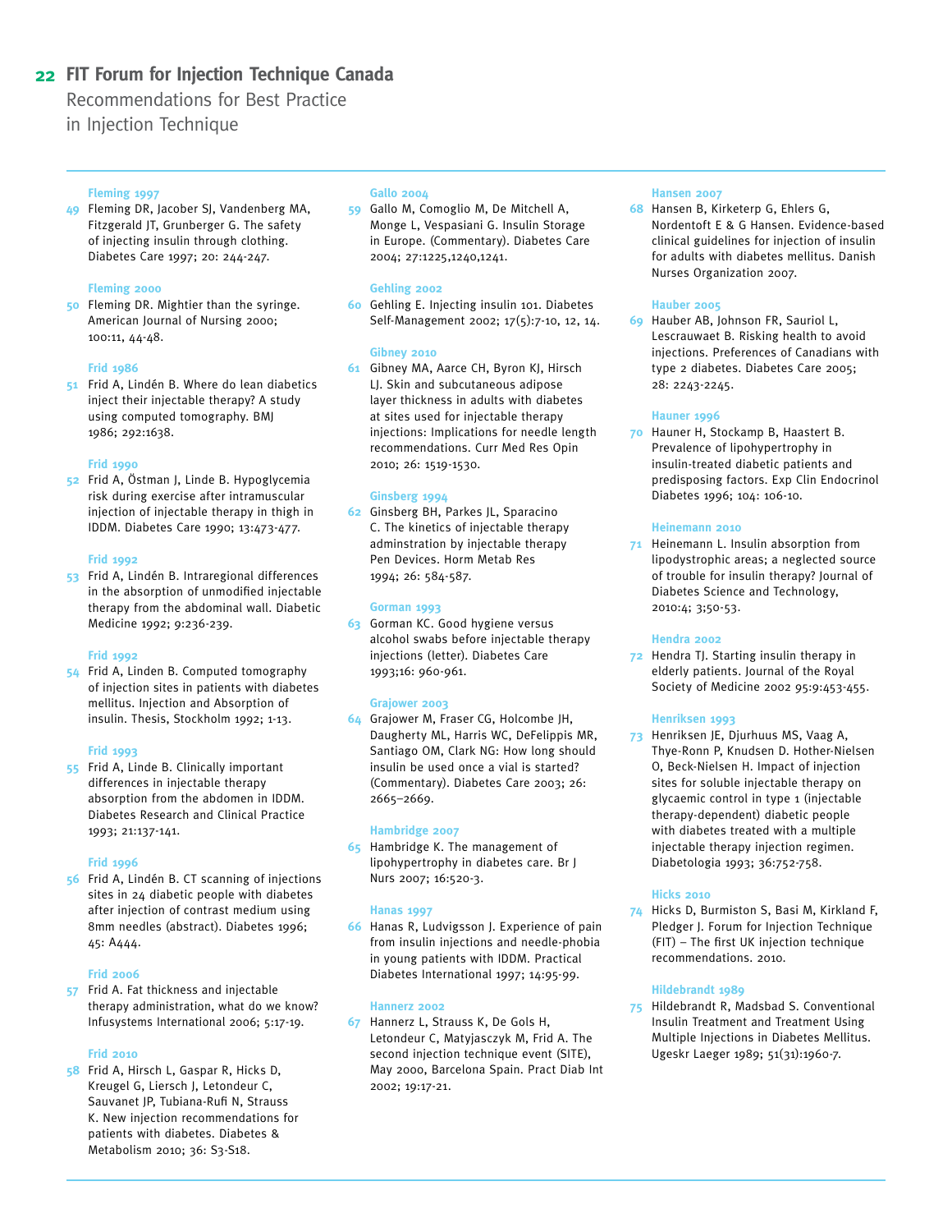**Fleming 1997**

49 Fleming DR, Jacober SJ, Vandenberg MA, Fitzgerald JT, Grunberger G. The safety of injecting insulin through clothing. Diabetes Care 1997; 20: 244-247.

**Fleming 2000**

50 Fleming DR. Mightier than the syringe. American Journal of Nursing 2000; 100:11, 44-48.

**Frid 1986**

51 Frid A, Lindén B. Where do lean diabetics inject their injectable therapy? A study using computed tomography. BMJ 1986; 292:1638.

**Frid 1990**

52 Frid A, Östman J, Linde B. Hypoglycemia risk during exercise after intramuscular injection of injectable therapy in thigh in IDDM. Diabetes Care 1990; 13:473-477.

**Frid 1992**

53 Frid A, Lindén B. Intraregional differences in the absorption of unmodified injectable therapy from the abdominal wall. Diabetic Medicine 1992; 9:236-239.

**Frid 1992**

54 Frid A, Linden B. Computed tomography of injection sites in patients with diabetes mellitus. Injection and Absorption of insulin. Thesis, Stockholm 1992; 1-13.

**Frid 1993**

55 Frid A, Linde B. Clinically important differences in injectable therapy absorption from the abdomen in IDDM. Diabetes Research and Clinical Practice 1993; 21:137-141.

**Frid 1996**

56 Frid A, Lindén B. CT scanning of injections sites in 24 diabetic people with diabetes after injection of contrast medium using 8mm needles (abstract). Diabetes 1996; 45: A444.

**Frid 2006**

57 Frid A. Fat thickness and injectable therapy administration, what do we know? Infusystems International 2006; 5:17-19.

**Frid 2010**

58 Frid A, Hirsch L, Gaspar R, Hicks D, Kreugel G, Liersch J, Letondeur C, Sauvanet JP, Tubiana-Rufi N, Strauss K. New injection recommendations for patients with diabetes. Diabetes & Metabolism 2010; 36: S3-S18.

**Gallo 2004**

59 Gallo M, Comoglio M, De Mitchell A, Monge L, Vespasiani G. Insulin Storage in Europe. (Commentary). Diabetes Care 2004; 27:1225,1240,1241.

**Gehling 2002**

60 Gehling E. Injecting insulin 101. Diabetes Self-Management 2002; 17(5):7-10, 12, 14.

**Gibney 2010**

61 Gibney MA, Aarce CH, Byron KJ, Hirsch LJ. Skin and subcutaneous adipose layer thickness in adults with diabetes at sites used for injectable therapy injections: Implications for needle length recommendations. Curr Med Res Opin 2010; 26: 1519-1530.

**Ginsberg 1994**

62 Ginsberg BH, Parkes JL, Sparacino C. The kinetics of injectable therapy adminstration by injectable therapy Pen Devices. Horm Metab Res 1994; 26: 584-587.

**Gorman 1993**

63 Gorman KC. Good hygiene versus alcohol swabs before injectable therapy injections (letter). Diabetes Care 1993;16: 960-961.

**Grajower 2003**

64 Grajower M, Fraser CG, Holcombe JH, Daugherty ML, Harris WC, DeFelippis MR, Santiago OM, Clark NG: How long should insulin be used once a vial is started? (Commentary). Diabetes Care 2003; 26: 2665–2669.

**Hambridge 2007**

65 Hambridge K. The management of lipohypertrophy in diabetes care. Br J Nurs 2007; 16:520-3.

**Hanas 1997**

66 Hanas R, Ludvigsson J. Experience of pain from insulin injections and needle-phobia in young patients with IDDM. Practical Diabetes International 1997; 14:95-99.

**Hannerz 2002**

67 Hannerz L, Strauss K, De Gols H, Letondeur C, Matyjasczyk M, Frid A. The second injection technique event (SITE), May 2000, Barcelona Spain. Pract Diab Int 2002; 19:17-21.

**Hansen 2007**

68 Hansen B, Kirketerp G, Ehlers G, Nordentoft E & G Hansen. Evidence-based clinical guidelines for injection of insulin for adults with diabetes mellitus. Danish Nurses Organization 2007.

**Hauber 2005**

69 Hauber AB, Johnson FR, Sauriol L, Lescrauwaet B. Risking health to avoid injections. Preferences of Canadians with type 2 diabetes. Diabetes Care 2005; 28: 2243-2245.

**Hauner 1996**

70 Hauner H, Stockamp B, Haastert B. Prevalence of lipohypertrophy in insulin-treated diabetic patients and predisposing factors. Exp Clin Endocrinol Diabetes 1996; 104: 106-10.

**Heinemann 2010**

71 Heinemann L. Insulin absorption from lipodystrophic areas; a neglected source of trouble for insulin therapy? Journal of Diabetes Science and Technology, 2010:4; 3;50-53.

**Hendra 2002**

72 Hendra TJ. Starting insulin therapy in elderly patients. Journal of the Royal Society of Medicine 2002 95:9:453-455.

**Henriksen 1993**

73 Henriksen JE, Djurhuus MS, Vaag A, Thye-Ronn P, Knudsen D. Hother-Nielsen O, Beck-Nielsen H. Impact of injection sites for soluble injectable therapy on glycaemic control in type 1 (injectable therapy-dependent) diabetic people with diabetes treated with a multiple injectable therapy injection regimen. Diabetologia 1993; 36:752-758.

**Hicks 2010**

74 Hicks D, Burmiston S, Basi M, Kirkland F, Pledger J. Forum for Injection Technique (FIT) – The first UK injection technique recommendations. 2010.

**Hildebrandt 1989**

75 Hildebrandt R, Madsbad S. Conventional Insulin Treatment and Treatment Using Multiple Injections in Diabetes Mellitus. Ugeskr Laeger 1989; 51(31):1960-7.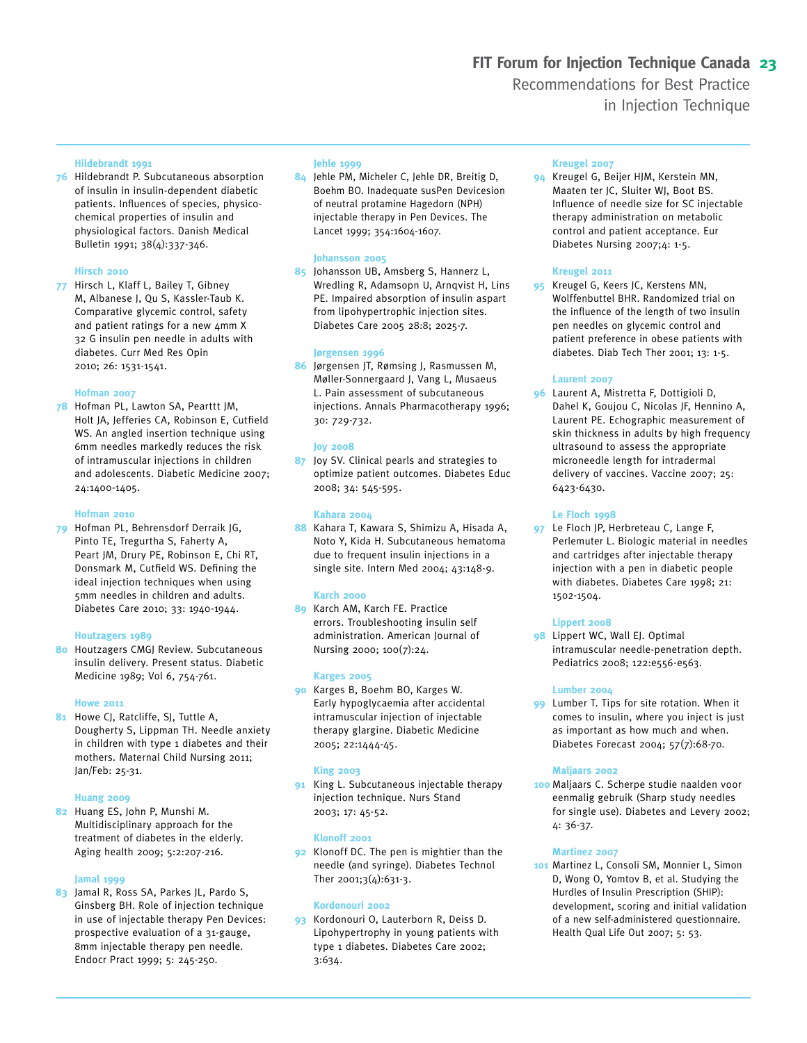**Hildebrandt 1991**

76 Hildebrandt P. Subcutaneous absorption of insulin in insulin-dependent diabetic patients. Influences of species, physico-chemical properties of insulin and physiological factors. Danish Medical Bulletin 1991; 38(4):337-346.

**Hirsch 2010**

77 Hirsch L, Klaff L, Bailey T, Gibney M, Albanese J, Qu S, Kassler-Taub K. Comparative glycemic control, safety and patient ratings for a new 4mm X 32 G insulin pen needle in adults with diabetes. Curr Med Res Opin 2010; 26: 1531-1541.

**Hofman 2007**

78 Hofman PL, Lawton SA, Pearttt JM, Holt JA, Jefferies CA, Robinson E, Cutfield WS. An angled insertion technique using 6mm needles markedly reduces the risk of intramuscular injections in children and adolescents. Diabetic Medicine 2007; 24:1400-1405.

**Hofman 2010**

79 Hofman PL, Behrensdorf Derraik JG, Pinto TE, Tregurtha S, Faherty A, Peart JM, Drury PE, Robinson E, Chi RT, Donsmark M, Cutfield WS. Defining the ideal injection techniques when using 5mm needles in children and adults. Diabetes Care 2010; 33: 1940-1944.

**Houtzagers 1989**

80 Houtzagers CMGJ Review. Subcutaneous insulin delivery. Present status. Diabetic Medicine 1989; Vol 6, 754-761.

**Howe 2011**

81 Howe CJ, Ratcliffe, SJ, Tuttle A, Dougherty S, Lippman TH. Needle anxiety in children with type 1 diabetes and their mothers. Maternal Child Nursing 2011; Jan/Feb: 25-31.

**Huang 2009**

82 Huang ES, John P, Munshi M. Multidisciplinary approach for the treatment of diabetes in the elderly. Aging health 2009; 5:2:207-216.

**Jamal 1999**

83 Jamal R, Ross SA, Parkes JL, Pardo S, Ginsberg BH. Role of injection technique in use of injectable therapy Pen Devices: prospective evaluation of a 31-gauge, 8mm injectable therapy pen needle. Endocr Pract 1999; 5: 245-250.

**Jehle 1999**

84 Jehle PM, Micheler C, Jehle DR, Breitig D, Boehm BO. Inadequate susPen Devicesion of neutral protamine Hagedorn (NPH) injectable therapy in Pen Devices. The Lancet 1999; 354:1604-1607.

**Johansson 2005**

85 Johansson UB, Amsberg S, Hannerz L, Wredling R, Adamsopn U, Arnqvist H, Lins PE. Impaired absorption of insulin aspart from lipohypertrophic injection sites. Diabetes Care 2005 28:8; 2025-7.

**Jørgensen 1996**

86 Jørgensen JT, Rømsing J, Rasmussen M, Møller-Sonnergaard J, Vang L, Musaeus L. Pain assessment of subcutaneous injections. Annals Pharmacotherapy 1996; 30: 729-732.

**Joy 2008**

87 Joy SV. Clinical pearls and strategies to optimize patient outcomes. Diabetes Educ 2008; 34: 545-595.

**Kahara 2004**

88 Kahara T, Kawara S, Shimizu A, Hisada A, Noto Y, Kida H. Subcutaneous hematoma due to frequent insulin injections in a single site. Intern Med 2004; 43:148-9.

**Karch 2000**

89 Karch AM, Karch FE. Practice errors. Troubleshooting insulin self administration. American Journal of Nursing 2000; 100(7):24.

**Karges 2005**

90 Karges B, Boehm BO, Karges W. Early hypoglycaemia after accidental intramuscular injection of injectable therapy glargine. Diabetic Medicine 2005; 22:1444-45.

**King 2003**

91 King L. Subcutaneous injectable therapy injection technique. Nurs Stand 2003; 17: 45-52.

**Klonoff 2001**

92 Klonoff DC. The pen is mightier than the needle (and syringe). Diabetes Technol Ther 2001;3(4):631-3.

**Kordonouri 2002**

93 Kordonouri O, Lauterborn R, Deiss D. Lipohypertrophy in young patients with type 1 diabetes. Diabetes Care 2002; 3:634.

**Kreugel 2007**

94 Kreugel G, Beijer HJM, Kerstein MN, Maaten ter JC, Sluiter WJ, Boot BS. Influence of needle size for SC injectable therapy administration on metabolic control and patient acceptance. Eur Diabetes Nursing 2007;4: 1-5.

**Kreugel 2011**

95 Kreugel G, Keers JC, Kerstens MN, Wolffenbuttel BHR. Randomized trial on the influence of the length of two insulin pen needles on glycemic control and patient preference in obese patients with diabetes. Diab Tech Ther 2001; 13: 1-5.

**Laurent 2007**

96 Laurent A, Mistretta F, Dottigioli D, Dahel K, Goujou C, Nicolas JF, Hennino A, Laurent PE. Echographic measurement of skin thickness in adults by high frequency ultrasound to assess the appropriate microneedle length for intradermal delivery of vaccines. Vaccine 2007; 25: 6423-6430.

**Le Floch 1998**

97 Le Floch JP, Herbreteau C, Lange F, Perlemuter L. Biologic material in needles and cartridges after injectable therapy injection with a pen in diabetic people with diabetes. Diabetes Care 1998; 21: 1502-1504.

**Lippert 2008**

98 Lippert WC, Wall EJ. Optimal intramuscular needle-penetration depth. Pediatrics 2008; 122:e556-e563.

**Lumber 2004**

99 Lumber T. Tips for site rotation. When it comes to insulin, where you inject is just as important as how much and when. Diabetes Forecast 2004; 57(7):68-70.

**Maljaars 2002**

100 Maljaars C. Scherpe studie naalden voor eenmalig gebruik (Sharp study needles for single use). Diabetes and Levery 2002; 4: 36-37.

**Martinez 2007**

101 Martinez L, Consoli SM, Monnier L, Simon D, Wong O, Yomtov B, et al. Studying the Hurdles of Insulin Prescription (SHIP): development, scoring and initial validation of a new self-administered questionnaire. Health Qual Life Out 2007; 5: 53.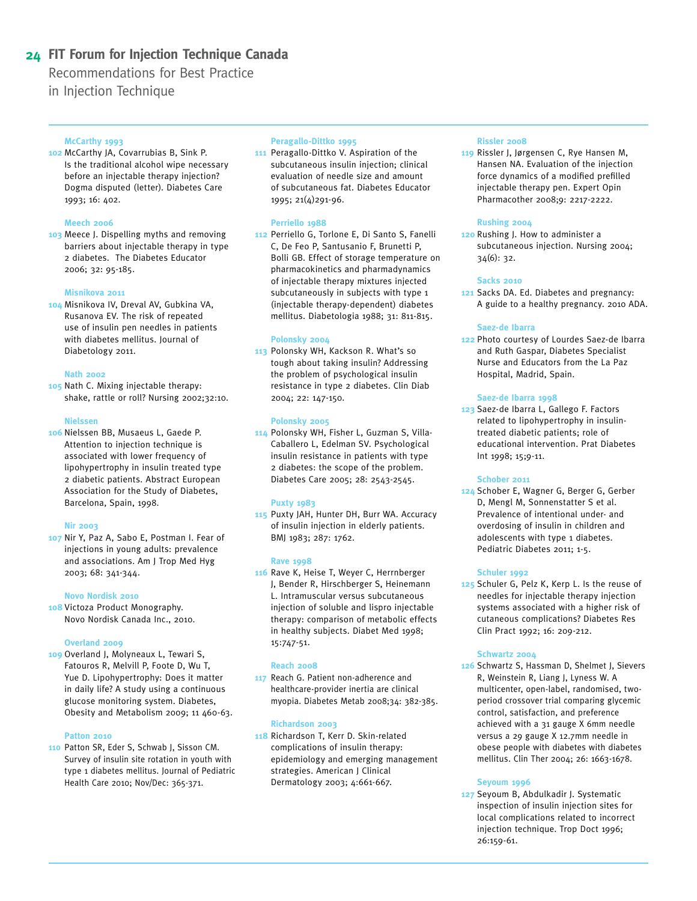**McCarthy 1993**

102 McCarthy JA, Covarrubias B, Sink P. Is the traditional alcohol wipe necessary before an injectable therapy injection? Dogma disputed (letter). Diabetes Care 1993; 16: 402.

**Meech 2006**

103 Meece J. Dispelling myths and removing barriers about injectable therapy in type 2 diabetes. The Diabetes Educator 2006; 32: 95-185.

**Misnikova 2011**

104 Misnikova IV, Dreval AV, Gubkina VA, Rusanova EV. The risk of repeated use of insulin pen needles in patients with diabetes mellitus. Journal of Diabetology 2011.

**Nath 2002**

105 Nath C. Mixing injectable therapy: shake, rattle or roll? Nursing 2002;32:10.

**Nielssen**

106 Nielssen BB, Musaeus L, Gaede P. Attention to injection technique is associated with lower frequency of lipohypertrophy in insulin treated type 2 diabetic patients. Abstract European Association for the Study of Diabetes, Barcelona, Spain, 1998.

**Nir 2003**

107 Nir Y, Paz A, Sabo E, Postman I. Fear of injections in young adults: prevalence and associations. Am J Trop Med Hyg 2003; 68: 341-344.

**Novo Nordisk 2010**

108 Victoza Product Monography. Novo Nordisk Canada Inc., 2010.

**Overland 2009**

109 Overland J, Molyneaux L, Tewari S, Fatouros R, Melvill P, Foote D, Wu T, Yue D. Lipohypertrophy: Does it matter in daily life? A study using a continuous glucose monitoring system. Diabetes, Obesity and Metabolism 2009; 11 460-63.

**Patton 2010**

110 Patton SR, Eder S, Schwab J, Sisson CM. Survey of insulin site rotation in youth with type 1 diabetes mellitus. Journal of Pediatric Health Care 2010; Nov/Dec: 365-371.

**Peragallo-Dittko 1995**

111 Peragallo-Dittko V. Aspiration of the subcutaneous insulin injection; clinical evaluation of needle size and amount of subcutaneous fat. Diabetes Educator 1995; 21(4)291-96.

**Perriello 1988**

112 Perriello G, Torlone E, Di Santo S, Fanelli C, De Feo P, Santusanio F, Brunetti P, Bolli GB. Effect of storage temperature on pharmacokinetics and pharmadynamics of injectable therapy mixtures injected subcutaneously in subjects with type 1 (injectable therapy-dependent) diabetes mellitus. Diabetologia 1988; 31: 811-815.

**Polonsky 2004**

113 Polonsky WH, Kackson R. What's so tough about taking insulin? Addressing the problem of psychological insulin resistance in type 2 diabetes. Clin Diab 2004; 22: 147-150.

**Polonsky 2005**

114 Polonsky WH, Fisher L, Guzman S, Villa-Caballero L, Edelman SV. Psychological insulin resistance in patients with type 2 diabetes: the scope of the problem. Diabetes Care 2005; 28: 2543-2545.

**Puxty 1983**

115 Puxty JAH, Hunter DH, Burr WA. Accuracy of insulin injection in elderly patients. BMJ 1983; 287: 1762.

**Rave 1998**

116 Rave K, Heise T, Weyer C, Herrnberger J, Bender R, Hirschberger S, Heinemann L. Intramuscular versus subcutaneous injection of soluble and lispro injectable therapy: comparison of metabolic effects in healthy subjects. Diabet Med 1998; 15:747-51.

**Reach 2008**

117 Reach G. Patient non-adherence and healthcare-provider inertia are clinical myopia. Diabetes Metab 2008;34: 382-385.

**Richardson 2003**

118 Richardson T, Kerr D. Skin-related complications of insulin therapy: epidemiology and emerging management strategies. American J Clinical Dermatology 2003; 4:661-667.

**Rissler 2008**

119 Rissler J, Jørgensen C, Rye Hansen M, Hansen NA. Evaluation of the injection force dynamics of a modified prefilled injectable therapy pen. Expert Opin Pharmacother 2008;9: 2217-2222.

**Rushing 2004**

120 Rushing J. How to administer a subcutaneous injection. Nursing 2004; 34(6): 32.

**Sacks 2010**

121 Sacks DA. Ed. Diabetes and pregnancy: A guide to a healthy pregnancy. 2010 ADA.

**Saez-de Ibarra**

122 Photo courtesy of Lourdes Saez-de Ibarra and Ruth Gaspar, Diabetes Specialist Nurse and Educators from the La Paz Hospital, Madrid, Spain.

**Saez-de Ibarra 1998**

123 Saez-de Ibarra L, Gallego F. Factors related to lipohypertrophy in insulin-treated diabetic patients; role of educational intervention. Prat Diabetes Int 1998; 15;9-11.

**Schober 2011**

124 Schober E, Wagner G, Berger G, Gerber D, Mengl M, Sonnenstatter S et al. Prevalence of intentional under- and overdosing of insulin in children and adolescents with type 1 diabetes. Pediatric Diabetes 2011; 1-5.

**Schuler 1992**

125 Schuler G, Pelz K, Kerp L. Is the reuse of needles for injectable therapy injection systems associated with a higher risk of cutaneous complications? Diabetes Res Clin Pract 1992; 16: 209-212.

**Schwartz 2004**

126 Schwartz S, Hassman D, Shelmet J, Sievers R, Weinstein R, Liang J, Lyness W. A multicenter, open-label, randomised, two-period crossover trial comparing glycemic control, satisfaction, and preference achieved with a 31 gauge X 6mm needle versus a 29 gauge X 12.7mm needle in obese people with diabetes with diabetes mellitus. Clin Ther 2004; 26: 1663-1678.

**Seyoum 1996**

127 Seyoum B, Abdulkadir J. Systematic inspection of insulin injection sites for local complications related to incorrect injection technique. Trop Doct 1996; 26:159-61.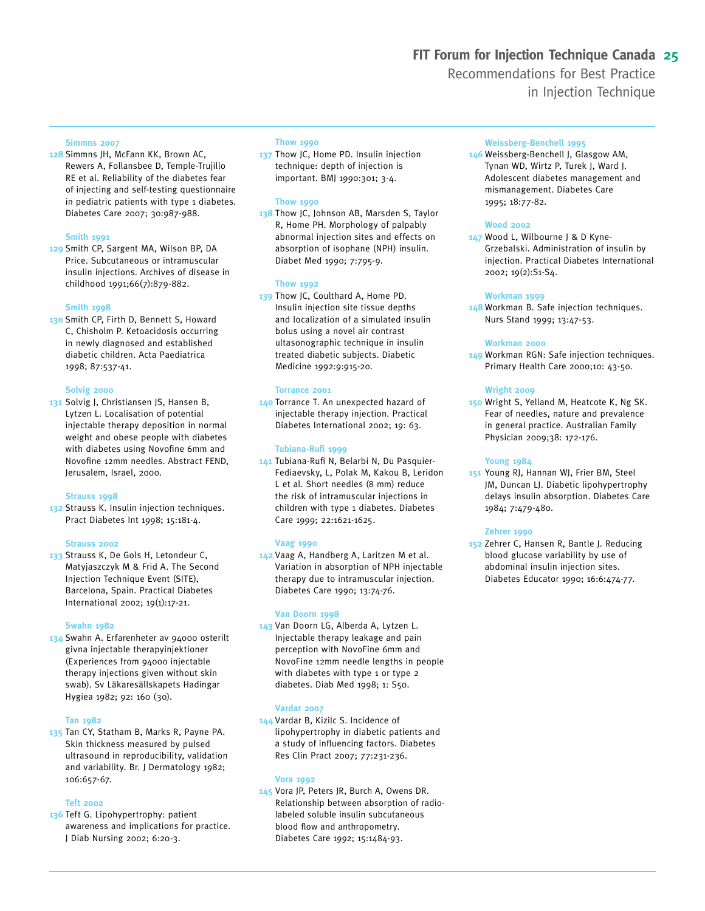**Simmns 2007**

128 Simmns JH, McFann KK, Brown AC, Rewers A, Follansbee D, Temple-Trujillo RE et al. Reliability of the diabetes fear of injecting and self-testing questionnaire in pediatric patients with type 1 diabetes. Diabetes Care 2007; 30:987-988.

**Smith 1991**

129 Smith CP, Sargent MA, Wilson BP, DA Price. Subcutaneous or intramuscular insulin injections. Archives of disease in childhood 1991;66(7):879-882.

**Smith 1998**

130 Smith CP, Firth D, Bennett S, Howard C, Chisholm P. Ketoacidosis occurring in newly diagnosed and established diabetic children. Acta Paediatrica 1998; 87:537-41.

**Solvig 2000**

131 Solvig J, Christiansen JS, Hansen B, Lytzen L. Localisation of potential injectable therapy deposition in normal weight and obese people with diabetes with diabetes using Novofine 6mm and Novofine 12mm needles. Abstract FEND, Jerusalem, Israel, 2000.

**Strauss 1998**

132 Strauss K. Insulin injection techniques. Pract Diabetes Int 1998; 15:181-4.

**Strauss 2002**

133 Strauss K, De Gols H, Letondeur C, Matyjaszczyk M & Frid A. The Second Injection Technique Event (SITE), Barcelona, Spain. Practical Diabetes International 2002; 19(1):17-21.

**Swahn 1982**

134 Swahn A. Erfarenheter av 94000 osterilt givna injectable therapyinjektioner (Experiences from 94000 injectable therapy injections given without skin swab). Sv Läkaresällskapets Hadingar Hygiea 1982; 92: 160 (30).

**Tan 1982**

135 Tan CY, Statham B, Marks R, Payne PA. Skin thickness measured by pulsed ultrasound in reproducibility, validation and variability. Br. J Dermatology 1982; 106:657-67.

**Teft 2002**

136 Teft G. Lipohypertrophy: patient awareness and implications for practice. J Diab Nursing 2002; 6:20-3.

**Thow 1990**

137 Thow JC, Home PD. Insulin injection technique: depth of injection is important. BMJ 1990:301; 3-4.

**Thow 1990**

138 Thow JC, Johnson AB, Marsden S, Taylor R, Home PH. Morphology of palpably abnormal injection sites and effects on absorption of isophane (NPH) insulin. Diabet Med 1990; 7:795-9.

**Thow 1992**

139 Thow JC, Coulthard A, Home PD. Insulin injection site tissue depths and localization of a simulated insulin bolus using a novel air contrast ultasonographic technique in insulin treated diabetic subjects. Diabetic Medicine 1992:9:915-20.

**Torrance 2001**

140 Torrance T. An unexpected hazard of injectable therapy injection. Practical Diabetes International 2002; 19: 63.

**Tubiana-Rufi 1999**

141 Tubiana-Rufi N, Belarbi N, Du Pasquier-Fediaevsky, L, Polak M, Kakou B, Leridon L et al. Short needles (8 mm) reduce the risk of intramuscular injections in children with type 1 diabetes. Diabetes Care 1999; 22:1621-1625.

**Vaag 1990**

142 Vaag A, Handberg A, Laritzen M et al. Variation in absorption of NPH injectable therapy due to intramuscular injection. Diabetes Care 1990; 13:74-76.

**Van Doorn 1998**

143 Van Doorn LG, Alberda A, Lytzen L. Injectable therapy leakage and pain perception with NovoFine 6mm and NovoFine 12mm needle lengths in people with diabetes with type 1 or type 2 diabetes. Diab Med 1998; 1: S50.

**Vardar 2007**

144 Vardar B, Kizilc S. Incidence of lipohypertrophy in diabetic patients and a study of influencing factors. Diabetes Res Clin Pract 2007; 77:231-236.

**Vora 1992**

145 Vora JP, Peters JR, Burch A, Owens DR. Relationship between absorption of radio-labeled soluble insulin subcutaneous blood flow and anthropometry. Diabetes Care 1992; 15:1484-93.

**Weissberg-Benchell 1995**

146 Weissberg-Benchell J, Glasgow AM, Tynan WD, Wirtz P, Turek J, Ward J. Adolescent diabetes management and mismanagement. Diabetes Care 1995; 18:77-82.

**Wood 2002**

147 Wood L, Wilbourne J & D Kyne-Grzebalski. Administration of insulin by injection. Practical Diabetes International 2002; 19(2):S1-S4.

**Workman 1999**

148 Workman B. Safe injection techniques. Nurs Stand 1999; 13:47-53.

**Workman 2000**

149 Workman RGN: Safe injection techniques. Primary Health Care 2000;10: 43-50.

**Wright 2009**

150 Wright S, Yelland M, Heatcote K, Ng SK. Fear of needles, nature and prevalence in general practice. Australian Family Physician 2009;38: 172-176.

**Young 1984**

151 Young RJ, Hannan WJ, Frier BM, Steel JM, Duncan LJ. Diabetic lipohypertrophy delays insulin absorption. Diabetes Care 1984; 7:479-480.

**Zehrer 1990**

152 Zehrer C, Hansen R, Bantle J. Reducing blood glucose variability by use of abdominal insulin injection sites. Diabetes Educator 1990; 16:6:474-77.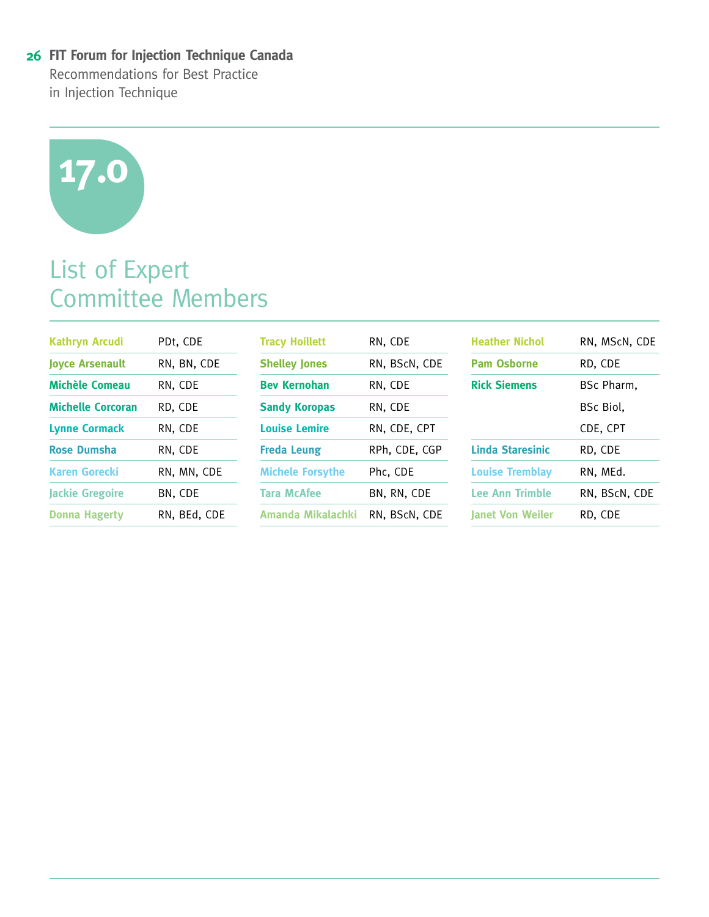# 17.0

## List of Expert Committee Members

| Name | Credentials |
|---|---|
| **Kathryn Arcudi** | PDt, CDE |
| **Joyce Arsenault** | RN, BN, CDE |
| **Michèle Comeau** | RN, CDE |
| **Michelle Corcoran** | RD, CDE |
| **Lynne Cormack** | RN, CDE |
| **Rose Dumsha** | RN, CDE |
| **Karen Gorecki** | RN, MN, CDE |
| **Jackie Gregoire** | BN, CDE |
| **Donna Hagerty** | RN, BEd, CDE |
| **Tracy Hoillett** | RN, CDE |
| **Shelley Jones** | RN, BScN, CDE |
| **Bev Kernohan** | RN, CDE |
| **Sandy Koropas** | RN, CDE |
| **Louise Lemire** | RN, CDE, CPT |
| **Freda Leung** | RPh, CDE, CGP |
| **Michele Forsythe** | Phc, CDE |
| **Tara McAfee** | BN, RN, CDE |
| **Amanda Mikalachki** | RN, BScN, CDE |
| **Heather Nichol** | RN, MScN, CDE |
| **Pam Osborne** | RD, CDE |
| **Rick Siemens** | BSc Pharm, BSc Biol, CDE, CPT |
| **Linda Staresinic** | RD, CDE |
| **Louise Tremblay** | RN, MEd. |
| **Lee Ann Trimble** | RN, BScN, CDE |
| **Janet Von Weiler** | RD, CDE |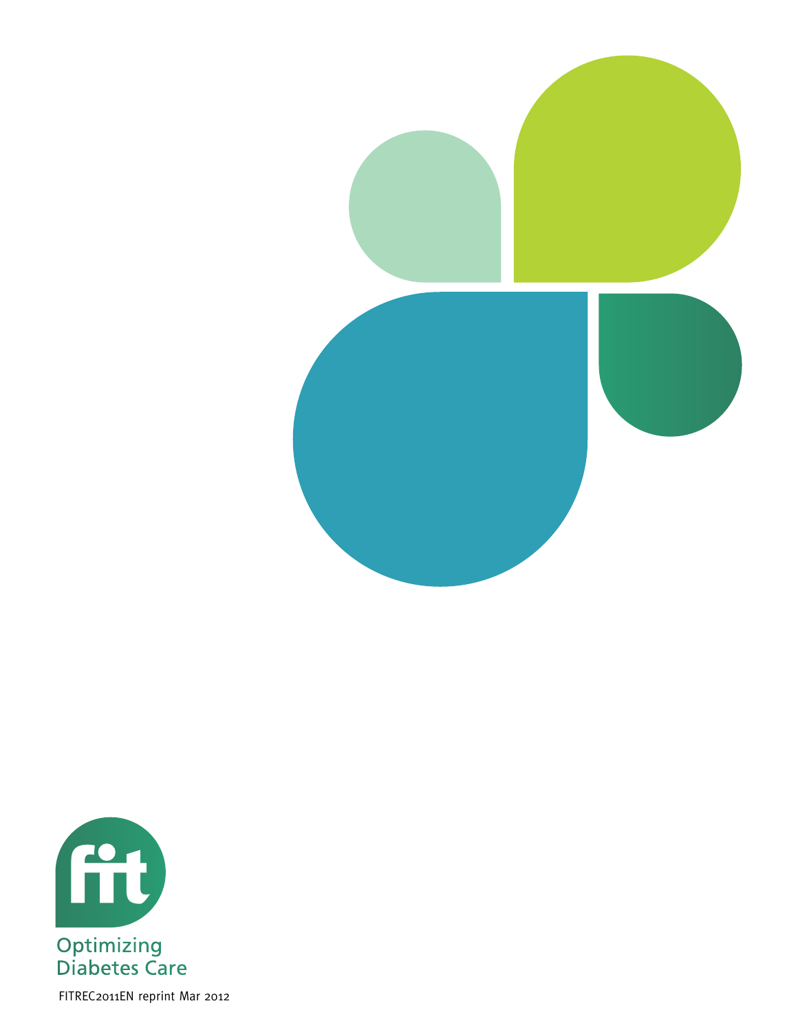fit

Optimizing
Diabetes Care

FITREC2011EN reprint Mar 2012